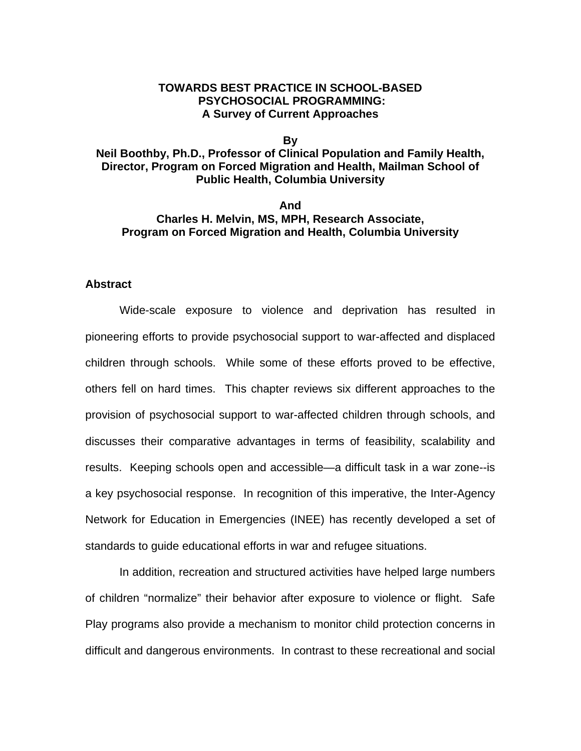# TOWARDS BEST PRACTICE IN SCHOOL-BASED PSYCHOSOCIAL PROGRAMMING: A Survey of Current Approaches

**By**

**Neil Boothby, Ph.D., Professor of Clinical Population and Family Health, Director, Program on Forced Migration and Health, Mailman School of Public Health, Columbia University**

**And**

**Charles H. Melvin, MS, MPH, Research Associate, Program on Forced Migration and Health, Columbia University**

## Abstract

Wide-scale exposure to violence and deprivation has resulted in pioneering efforts to provide psychosocial support to war-affected and displaced children through schools. While some of these efforts proved to be effective, others fell on hard times. This chapter reviews six different approaches to the provision of psychosocial support to war-affected children through schools, and discusses their comparative advantages in terms of feasibility, scalability and results. Keeping schools open and accessible—a difficult task in a war zone--is a key psychosocial response. In recognition of this imperative, the Inter-Agency Network for Education in Emergencies (INEE) has recently developed a set of standards to guide educational efforts in war and refugee situations.

In addition, recreation and structured activities have helped large numbers of children "normalize" their behavior after exposure to violence or flight. Safe Play programs also provide a mechanism to monitor child protection concerns in difficult and dangerous environments. In contrast to these recreational and social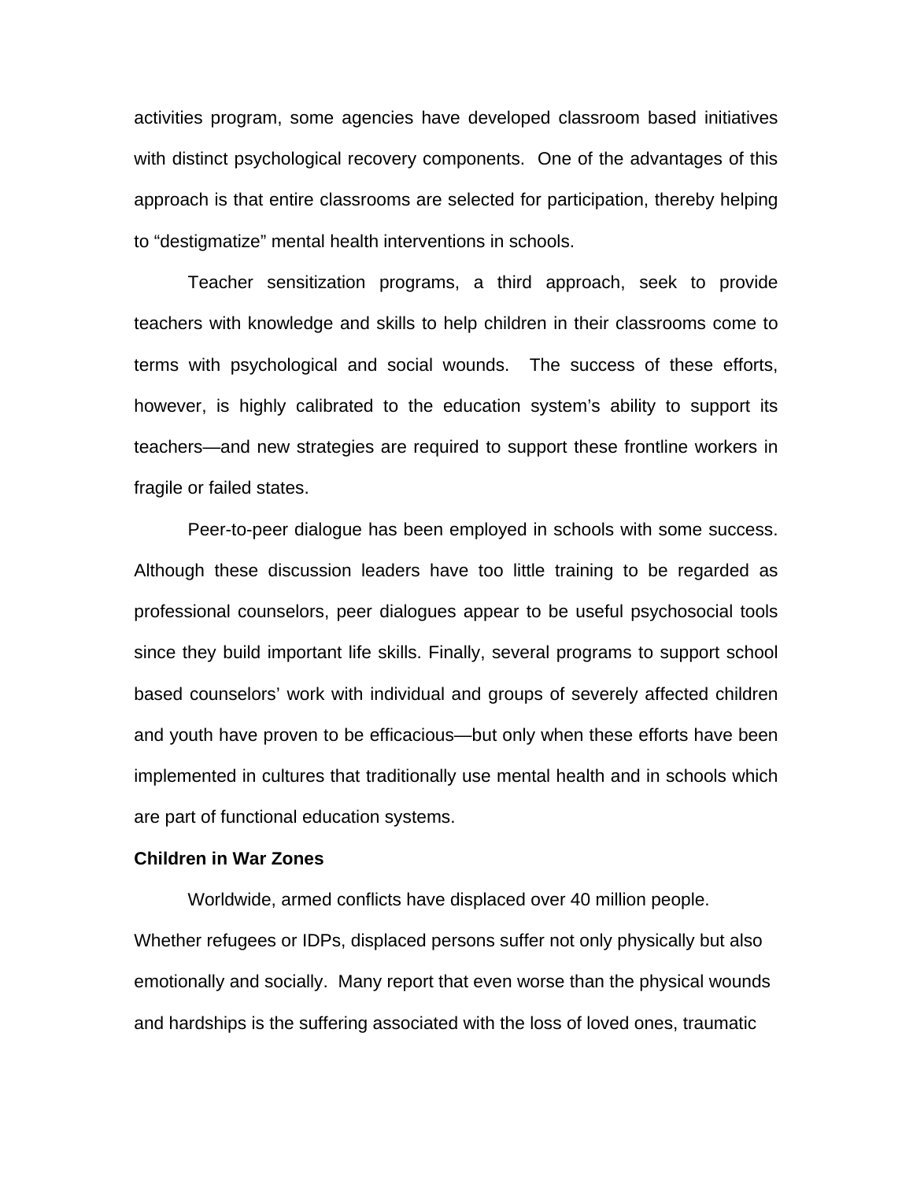activities program, some agencies have developed classroom based initiatives with distinct psychological recovery components. One of the advantages of this approach is that entire classrooms are selected for participation, thereby helping to "destigmatize" mental health interventions in schools.

Teacher sensitization programs, a third approach, seek to provide teachers with knowledge and skills to help children in their classrooms come to terms with psychological and social wounds. The success of these efforts, however, is highly calibrated to the education system's ability to support its teachers—and new strategies are required to support these frontline workers in fragile or failed states.

Peer-to-peer dialogue has been employed in schools with some success. Although these discussion leaders have too little training to be regarded as professional counselors, peer dialogues appear to be useful psychosocial tools since they build important life skills. Finally, several programs to support school based counselors' work with individual and groups of severely affected children and youth have proven to be efficacious—but only when these efforts have been implemented in cultures that traditionally use mental health and in schools which are part of functional education systems.

**Children in War Zones**

Worldwide, armed conflicts have displaced over 40 million people. Whether refugees or IDPs, displaced persons suffer not only physically but also emotionally and socially. Many report that even worse than the physical wounds and hardships is the suffering associated with the loss of loved ones, traumatic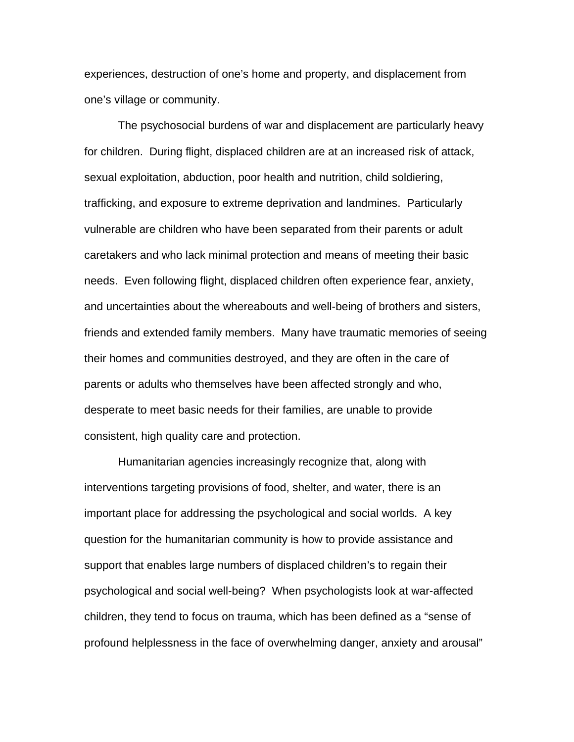experiences, destruction of one's home and property, and displacement from one's village or community.

The psychosocial burdens of war and displacement are particularly heavy for children. During flight, displaced children are at an increased risk of attack, sexual exploitation, abduction, poor health and nutrition, child soldiering, trafficking, and exposure to extreme deprivation and landmines. Particularly vulnerable are children who have been separated from their parents or adult caretakers and who lack minimal protection and means of meeting their basic needs. Even following flight, displaced children often experience fear, anxiety, and uncertainties about the whereabouts and well-being of brothers and sisters, friends and extended family members. Many have traumatic memories of seeing their homes and communities destroyed, and they are often in the care of parents or adults who themselves have been affected strongly and who, desperate to meet basic needs for their families, are unable to provide consistent, high quality care and protection.

Humanitarian agencies increasingly recognize that, along with interventions targeting provisions of food, shelter, and water, there is an important place for addressing the psychological and social worlds. A key question for the humanitarian community is how to provide assistance and support that enables large numbers of displaced children's to regain their psychological and social well-being? When psychologists look at war-affected children, they tend to focus on trauma, which has been defined as a "sense of profound helplessness in the face of overwhelming danger, anxiety and arousal"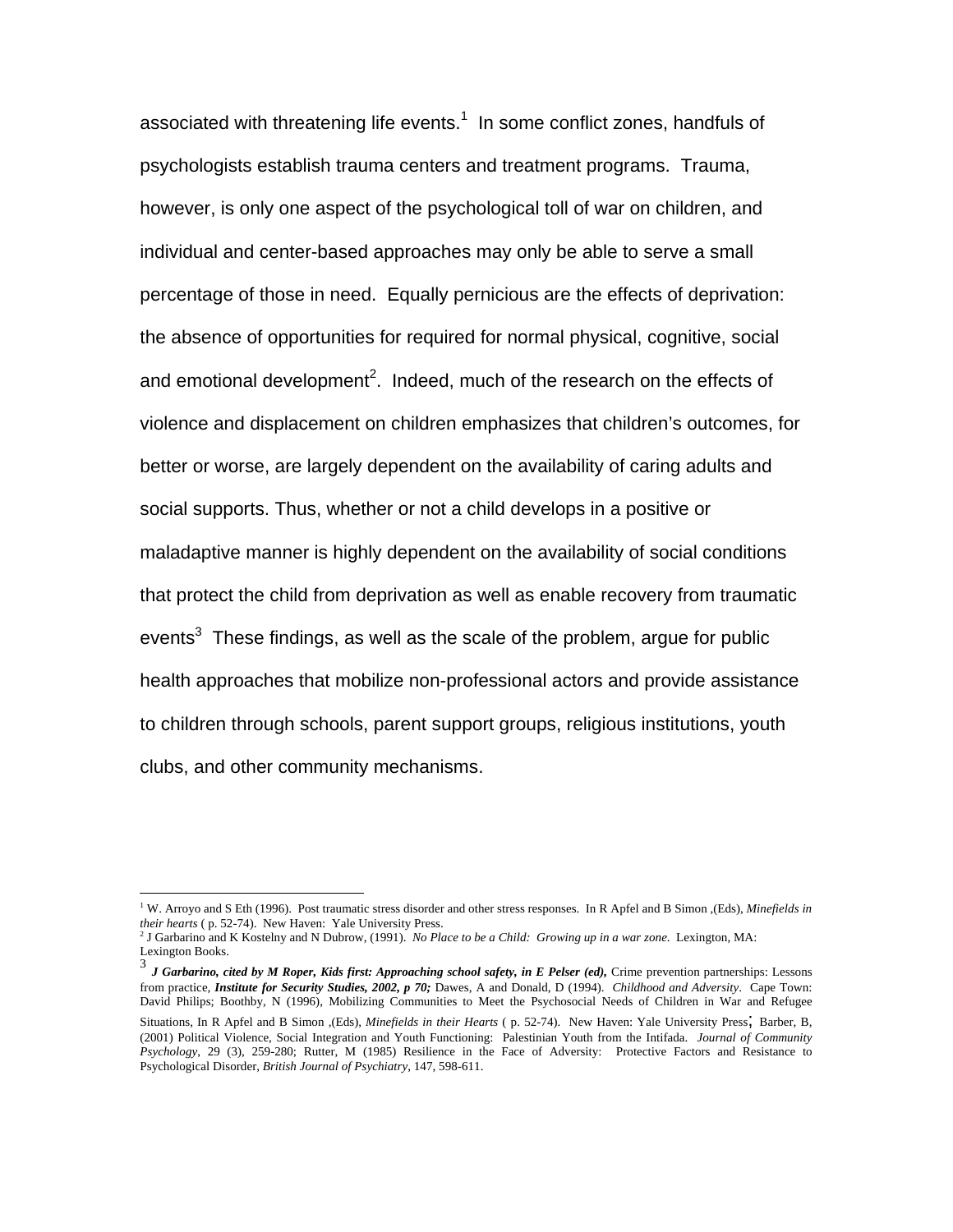associated with threatening life events.[1] In some conflict zones, handfuls of psychologists establish trauma centers and treatment programs. Trauma, however, is only one aspect of the psychological toll of war on children, and individual and center-based approaches may only be able to serve a small percentage of those in need. Equally pernicious are the effects of deprivation: the absence of opportunities for required for normal physical, cognitive, social and emotional development[2]. Indeed, much of the research on the effects of violence and displacement on children emphasizes that children's outcomes, for better or worse, are largely dependent on the availability of caring adults and social supports. Thus, whether or not a child develops in a positive or maladaptive manner is highly dependent on the availability of social conditions that protect the child from deprivation as well as enable recovery from traumatic events[3] These findings, as well as the scale of the problem, argue for public health approaches that mobilize non-professional actors and provide assistance to children through schools, parent support groups, religious institutions, youth clubs, and other community mechanisms.

---

[1] W. Arroyo and S Eth (1996). Post traumatic stress disorder and other stress responses. In R Apfel and B Simon ,(Eds), *Minefields in their hearts* ( p. 52-74). New Haven: Yale University Press.

[2] J Garbarino and K Kostelny and N Dubrow, (1991). *No Place to be a Child: Growing up in a war zone.* Lexington, MA: Lexington Books.

[3] ***J Garbarino, cited by M Roper, Kids first: Approaching school safety, in E Pelser (ed),*** Crime prevention partnerships: Lessons from practice, ***Institute for Security Studies, 2002, p 70;*** Dawes, A and Donald, D (1994). *Childhood and Adversity*. Cape Town: David Philips; Boothby, N (1996), Mobilizing Communities to Meet the Psychosocial Needs of Children in War and Refugee Situations, In R Apfel and B Simon ,(Eds), *Minefields in their Hearts* ( p. 52-74). New Haven: Yale University Press; Barber, B, (2001) Political Violence, Social Integration and Youth Functioning: Palestinian Youth from the Intifada. *Journal of Community Psychology*, 29 (3), 259-280; Rutter, M (1985) Resilience in the Face of Adversity: Protective Factors and Resistance to Psychological Disorder, *British Journal of Psychiatry*, 147, 598-611.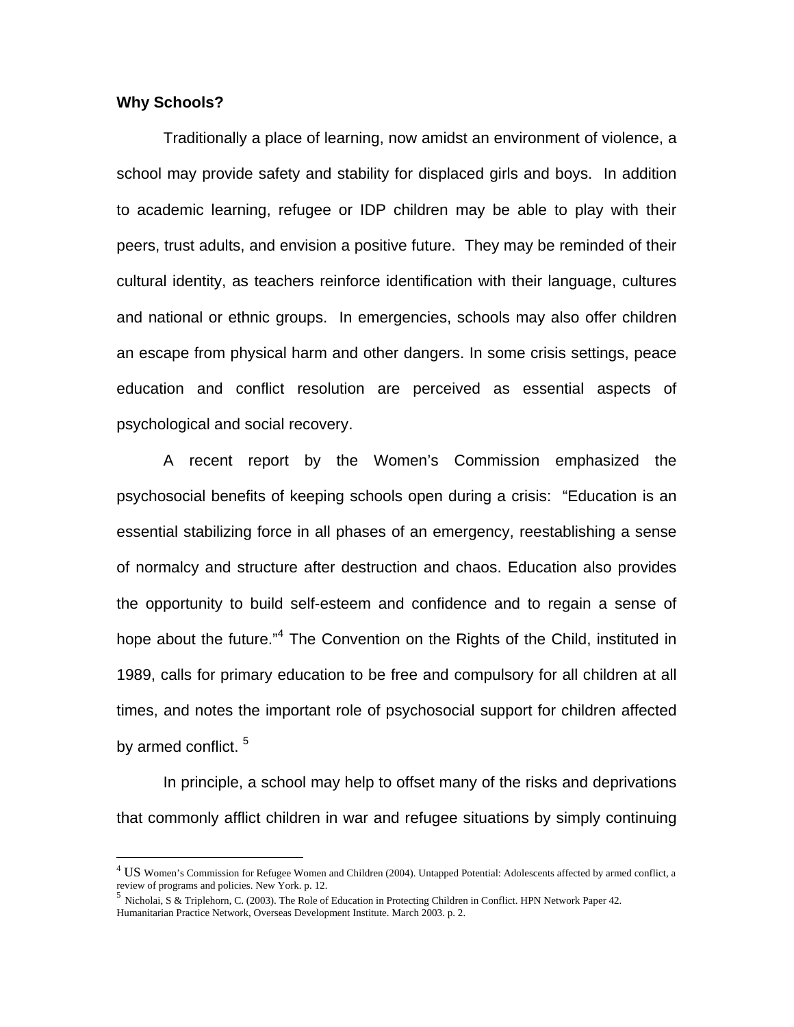**Why Schools?**

Traditionally a place of learning, now amidst an environment of violence, a school may provide safety and stability for displaced girls and boys. In addition to academic learning, refugee or IDP children may be able to play with their peers, trust adults, and envision a positive future. They may be reminded of their cultural identity, as teachers reinforce identification with their language, cultures and national or ethnic groups. In emergencies, schools may also offer children an escape from physical harm and other dangers. In some crisis settings, peace education and conflict resolution are perceived as essential aspects of psychological and social recovery.

A recent report by the Women's Commission emphasized the psychosocial benefits of keeping schools open during a crisis: "Education is an essential stabilizing force in all phases of an emergency, reestablishing a sense of normalcy and structure after destruction and chaos. Education also provides the opportunity to build self-esteem and confidence and to regain a sense of hope about the future."[4] The Convention on the Rights of the Child, instituted in 1989, calls for primary education to be free and compulsory for all children at all times, and notes the important role of psychosocial support for children affected by armed conflict. [5]

In principle, a school may help to offset many of the risks and deprivations that commonly afflict children in war and refugee situations by simply continuing

---

[4] US Women's Commission for Refugee Women and Children (2004). Untapped Potential: Adolescents affected by armed conflict, a review of programs and policies. New York. p. 12.

[5] Nicholai, S & Triplehorn, C. (2003). The Role of Education in Protecting Children in Conflict. HPN Network Paper 42. Humanitarian Practice Network, Overseas Development Institute. March 2003. p. 2.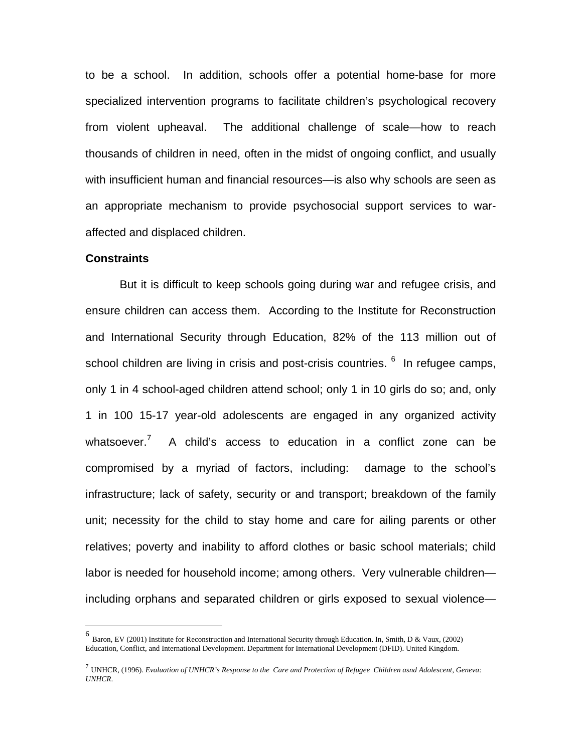to be a school. In addition, schools offer a potential home-base for more specialized intervention programs to facilitate children's psychological recovery from violent upheaval. The additional challenge of scale—how to reach thousands of children in need, often in the midst of ongoing conflict, and usually with insufficient human and financial resources—is also why schools are seen as an appropriate mechanism to provide psychosocial support services to war-affected and displaced children.

**Constraints**

But it is difficult to keep schools going during war and refugee crisis, and ensure children can access them. According to the Institute for Reconstruction and International Security through Education, 82% of the 113 million out of school children are living in crisis and post-crisis countries. [6] In refugee camps, only 1 in 4 school-aged children attend school; only 1 in 10 girls do so; and, only 1 in 100 15-17 year-old adolescents are engaged in any organized activity whatsoever.[7] A child's access to education in a conflict zone can be compromised by a myriad of factors, including: damage to the school's infrastructure; lack of safety, security or and transport; breakdown of the family unit; necessity for the child to stay home and care for ailing parents or other relatives; poverty and inability to afford clothes or basic school materials; child labor is needed for household income; among others. Very vulnerable children—including orphans and separated children or girls exposed to sexual violence—

---

[6] Baron, EV (2001) Institute for Reconstruction and International Security through Education. In, Smith, D & Vaux, (2002) Education, Conflict, and International Development. Department for International Development (DFID). United Kingdom.

[7] UNHCR, (1996). *Evaluation of UNHCR's Response to the Care and Protection of Refugee Children asnd Adolescent, Geneva: UNHCR*.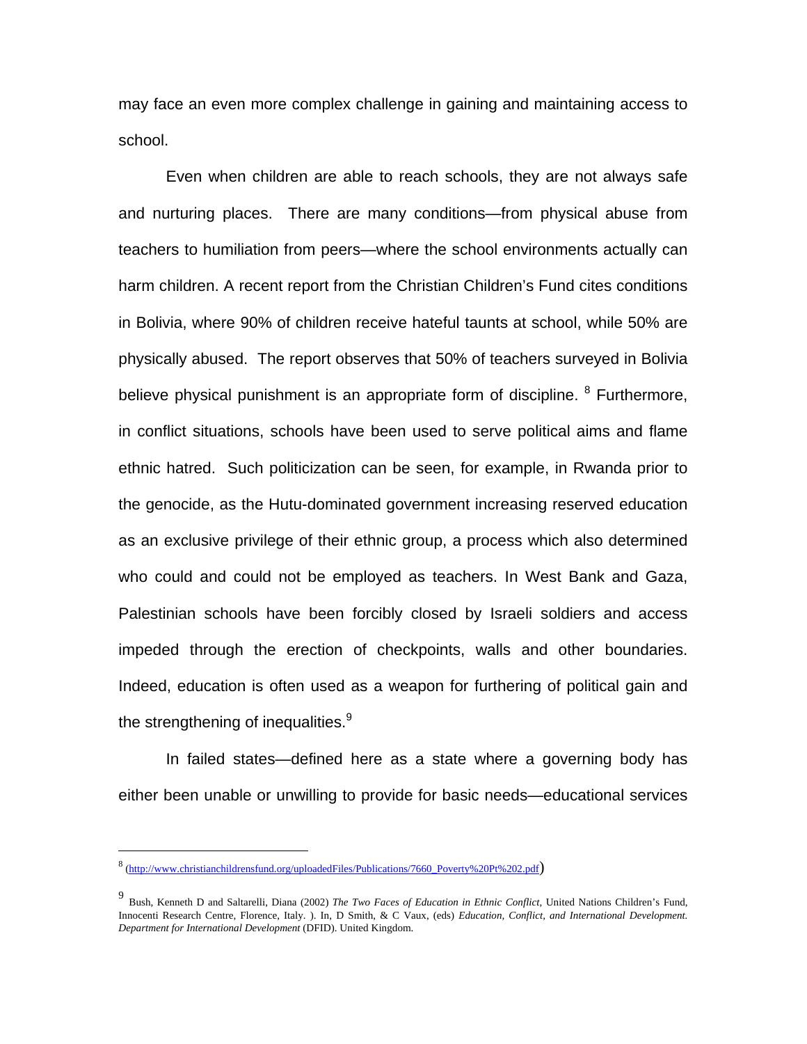may face an even more complex challenge in gaining and maintaining access to school.

Even when children are able to reach schools, they are not always safe and nurturing places. There are many conditions—from physical abuse from teachers to humiliation from peers—where the school environments actually can harm children. A recent report from the Christian Children's Fund cites conditions in Bolivia, where 90% of children receive hateful taunts at school, while 50% are physically abused. The report observes that 50% of teachers surveyed in Bolivia believe physical punishment is an appropriate form of discipline. [8] Furthermore, in conflict situations, schools have been used to serve political aims and flame ethnic hatred. Such politicization can be seen, for example, in Rwanda prior to the genocide, as the Hutu-dominated government increasing reserved education as an exclusive privilege of their ethnic group, a process which also determined who could and could not be employed as teachers. In West Bank and Gaza, Palestinian schools have been forcibly closed by Israeli soldiers and access impeded through the erection of checkpoints, walls and other boundaries. Indeed, education is often used as a weapon for furthering of political gain and the strengthening of inequalities.[9]

In failed states—defined here as a state where a governing body has either been unable or unwilling to provide for basic needs—educational services

---

[8] (http://www.christianchildrensfund.org/uploadedFiles/Publications/7660_Poverty%20Pt%202.pdf)

[9] Bush, Kenneth D and Saltarelli, Diana (2002) *The Two Faces of Education in Ethnic Conflict*, United Nations Children's Fund, Innocenti Research Centre, Florence, Italy. ). In, D Smith, & C Vaux, (eds) *Education, Conflict, and International Development. Department for International Development* (DFID). United Kingdom.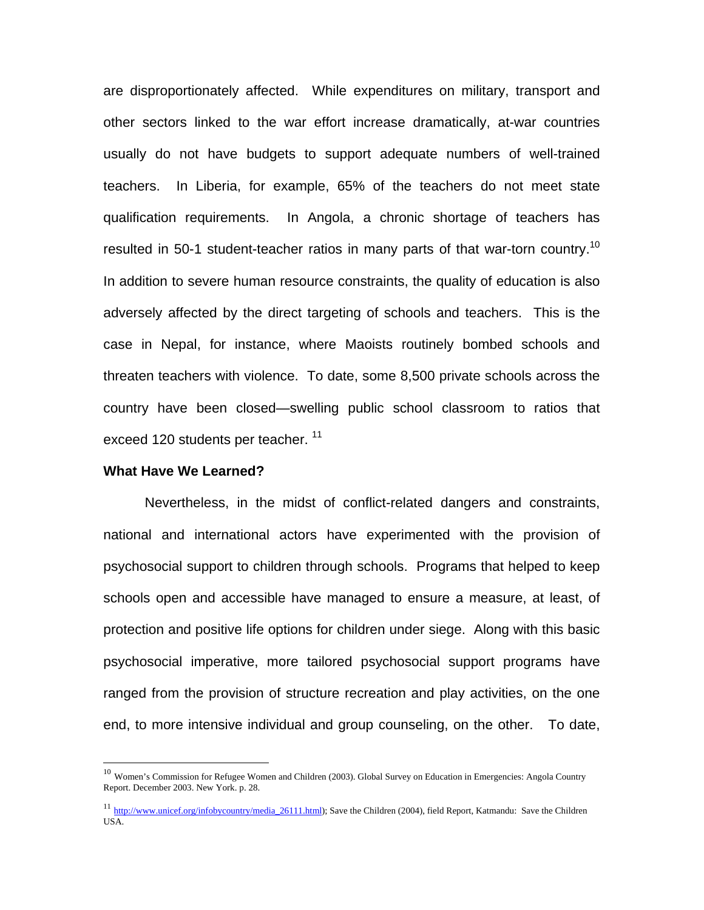are disproportionately affected. While expenditures on military, transport and other sectors linked to the war effort increase dramatically, at-war countries usually do not have budgets to support adequate numbers of well-trained teachers. In Liberia, for example, 65% of the teachers do not meet state qualification requirements. In Angola, a chronic shortage of teachers has resulted in 50-1 student-teacher ratios in many parts of that war-torn country.[10] In addition to severe human resource constraints, the quality of education is also adversely affected by the direct targeting of schools and teachers. This is the case in Nepal, for instance, where Maoists routinely bombed schools and threaten teachers with violence. To date, some 8,500 private schools across the country have been closed—swelling public school classroom to ratios that exceed 120 students per teacher. [11]

**What Have We Learned?**

Nevertheless, in the midst of conflict-related dangers and constraints, national and international actors have experimented with the provision of psychosocial support to children through schools. Programs that helped to keep schools open and accessible have managed to ensure a measure, at least, of protection and positive life options for children under siege. Along with this basic psychosocial imperative, more tailored psychosocial support programs have ranged from the provision of structure recreation and play activities, on the one end, to more intensive individual and group counseling, on the other. To date,

---

[10] Women's Commission for Refugee Women and Children (2003). Global Survey on Education in Emergencies: Angola Country Report. December 2003. New York. p. 28.

[11] http://www.unicef.org/infobycountry/media_26111.html); Save the Children (2004), field Report, Katmandu: Save the Children USA.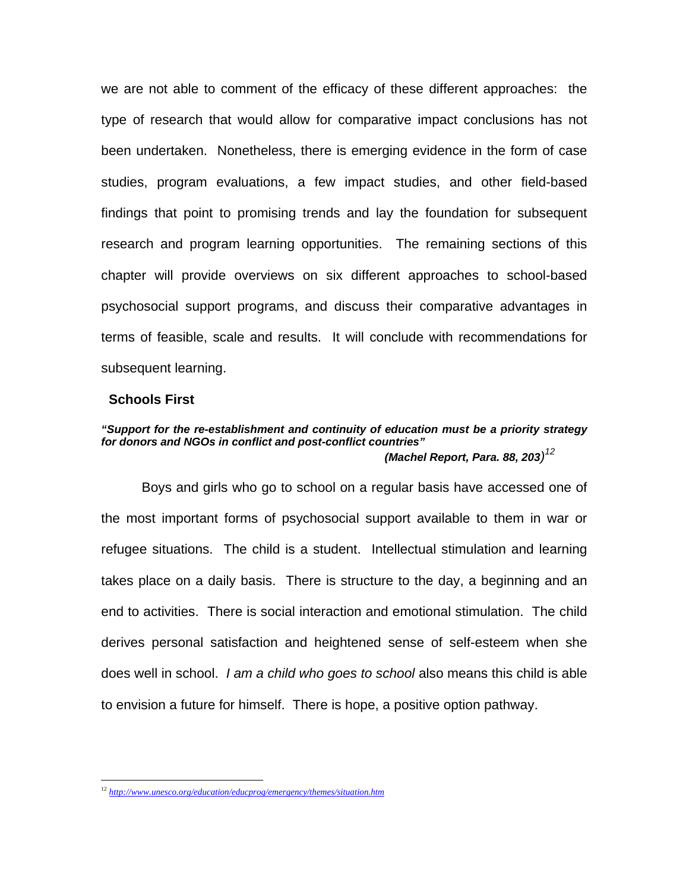we are not able to comment of the efficacy of these different approaches: the type of research that would allow for comparative impact conclusions has not been undertaken. Nonetheless, there is emerging evidence in the form of case studies, program evaluations, a few impact studies, and other field-based findings that point to promising trends and lay the foundation for subsequent research and program learning opportunities. The remaining sections of this chapter will provide overviews on six different approaches to school-based psychosocial support programs, and discuss their comparative advantages in terms of feasible, scale and results. It will conclude with recommendations for subsequent learning.

## Schools First

***"Support for the re-establishment and continuity of education must be a priority strategy for donors and NGOs in conflict and post-conflict countries"***

***(Machel Report, Para. 88, 203)***[12]

Boys and girls who go to school on a regular basis have accessed one of the most important forms of psychosocial support available to them in war or refugee situations. The child is a student. Intellectual stimulation and learning takes place on a daily basis. There is structure to the day, a beginning and an end to activities. There is social interaction and emotional stimulation. The child derives personal satisfaction and heightened sense of self-esteem when she does well in school. *I am a child who goes to school* also means this child is able to envision a future for himself. There is hope, a positive option pathway.

---

[12] http://www.unesco.org/education/educprog/emergency/themes/situation.htm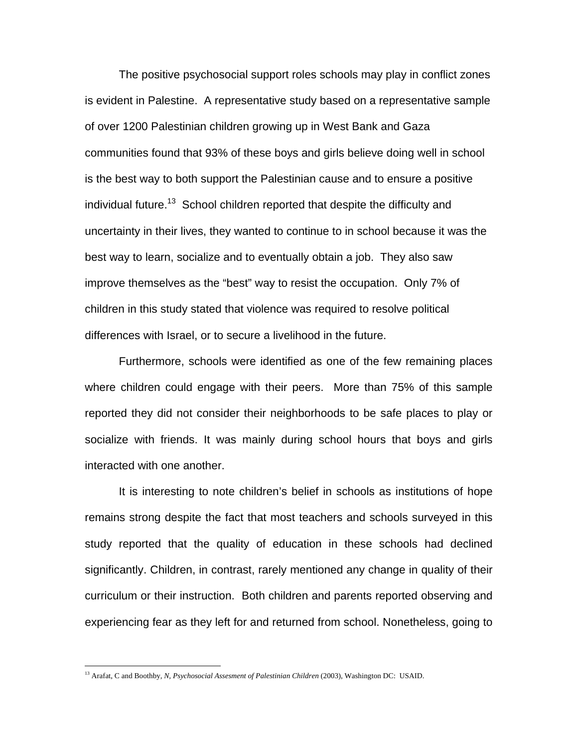The positive psychosocial support roles schools may play in conflict zones is evident in Palestine. A representative study based on a representative sample of over 1200 Palestinian children growing up in West Bank and Gaza communities found that 93% of these boys and girls believe doing well in school is the best way to both support the Palestinian cause and to ensure a positive individual future.[13] School children reported that despite the difficulty and uncertainty in their lives, they wanted to continue to in school because it was the best way to learn, socialize and to eventually obtain a job. They also saw improve themselves as the "best" way to resist the occupation. Only 7% of children in this study stated that violence was required to resolve political differences with Israel, or to secure a livelihood in the future.

Furthermore, schools were identified as one of the few remaining places where children could engage with their peers. More than 75% of this sample reported they did not consider their neighborhoods to be safe places to play or socialize with friends. It was mainly during school hours that boys and girls interacted with one another.

It is interesting to note children's belief in schools as institutions of hope remains strong despite the fact that most teachers and schools surveyed in this study reported that the quality of education in these schools had declined significantly. Children, in contrast, rarely mentioned any change in quality of their curriculum or their instruction. Both children and parents reported observing and experiencing fear as they left for and returned from school. Nonetheless, going to

---

[13] Arafat, C and Boothby, *N, Psychosocial Assesment of Palestinian Children* (2003), Washington DC: USAID.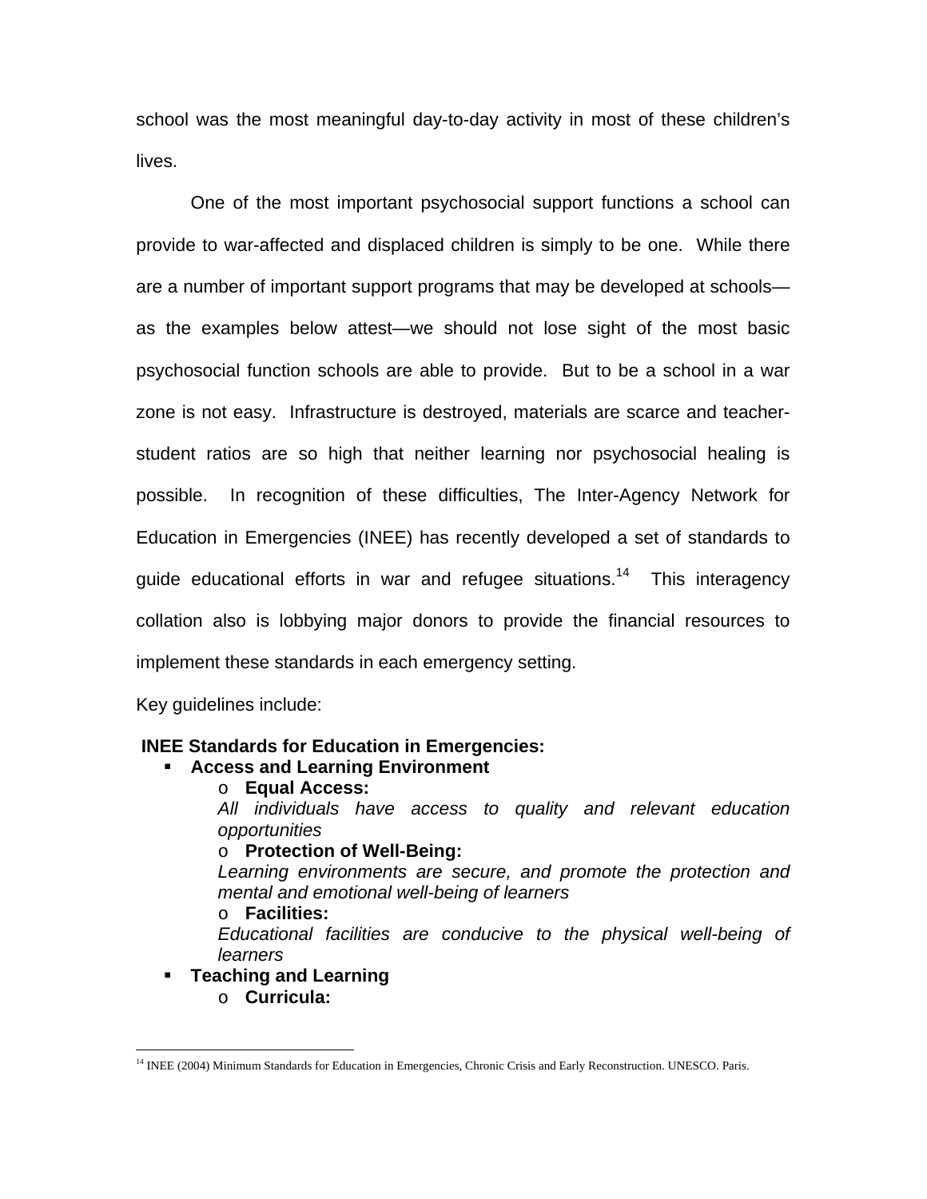school was the most meaningful day-to-day activity in most of these children's lives.

One of the most important psychosocial support functions a school can provide to war-affected and displaced children is simply to be one. While there are a number of important support programs that may be developed at schools—as the examples below attest—we should not lose sight of the most basic psychosocial function schools are able to provide. But to be a school in a war zone is not easy. Infrastructure is destroyed, materials are scarce and teacher-student ratios are so high that neither learning nor psychosocial healing is possible. In recognition of these difficulties, The Inter-Agency Network for Education in Emergencies (INEE) has recently developed a set of standards to guide educational efforts in war and refugee situations.[14] This interagency collation also is lobbying major donors to provide the financial resources to implement these standards in each emergency setting.

Key guidelines include:

**INEE Standards for Education in Emergencies:**

- **Access and Learning Environment**
  - **Equal Access:**
    *All individuals have access to quality and relevant education opportunities*
  - **Protection of Well-Being:**
    *Learning environments are secure, and promote the protection and mental and emotional well-being of learners*
  - **Facilities:**
    *Educational facilities are conducive to the physical well-being of learners*
- **Teaching and Learning**
  - **Curricula:**

[14] INEE (2004) Minimum Standards for Education in Emergencies, Chronic Crisis and Early Reconstruction. UNESCO. Paris.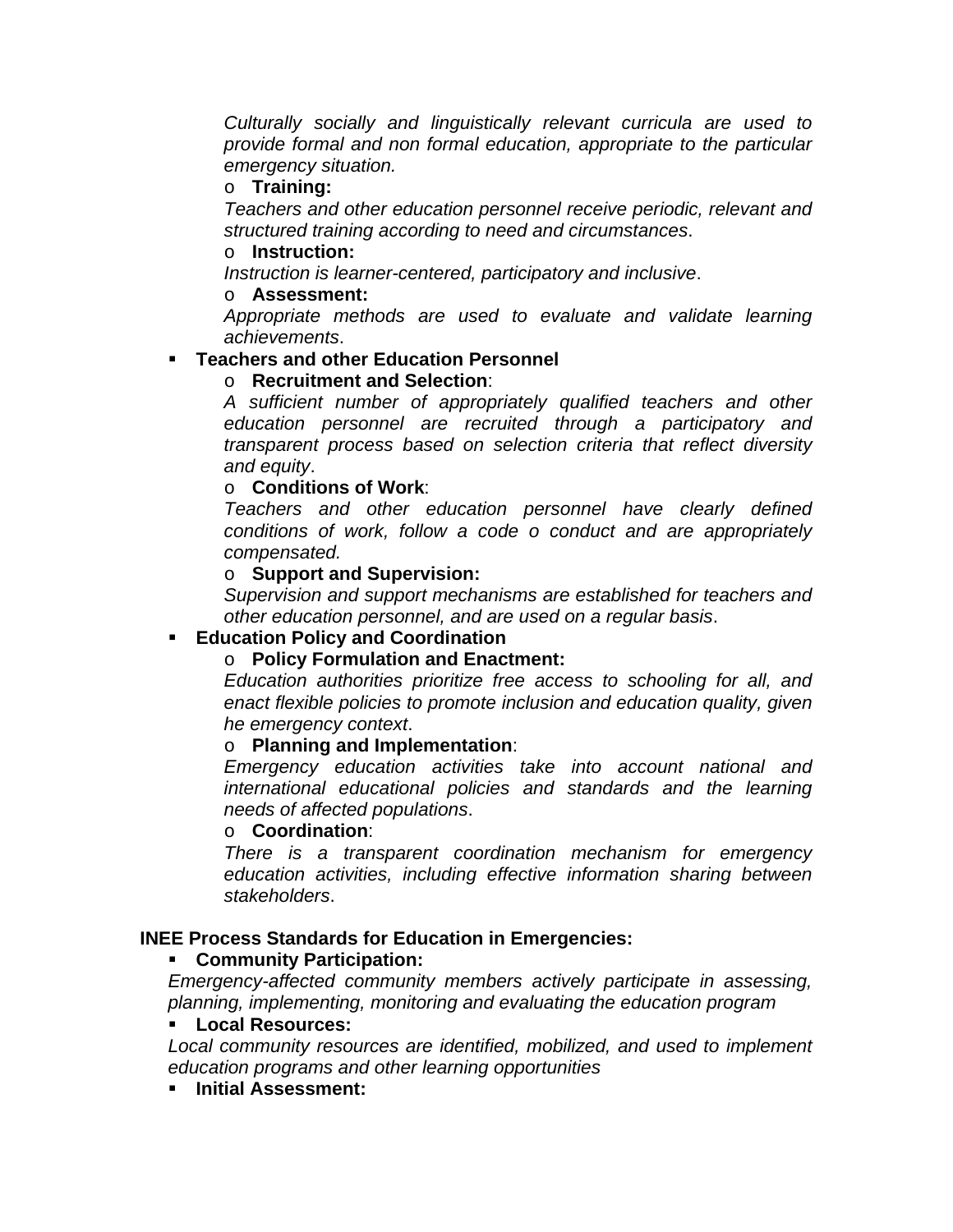*Culturally socially and linguistically relevant curricula are used to provide formal and non formal education, appropriate to the particular emergency situation.*

- **Training:**

  *Teachers and other education personnel receive periodic, relevant and structured training according to need and circumstances*.

- **Instruction:**

  *Instruction is learner-centered, participatory and inclusive*.

- **Assessment:**

  *Appropriate methods are used to evaluate and validate learning achievements*.

- **Teachers and other Education Personnel**
  - **Recruitment and Selection**:

    *A sufficient number of appropriately qualified teachers and other education personnel are recruited through a participatory and transparent process based on selection criteria that reflect diversity and equity*.

  - **Conditions of Work**:

    *Teachers and other education personnel have clearly defined conditions of work, follow a code o conduct and are appropriately compensated.*

  - **Support and Supervision:**

    *Supervision and support mechanisms are established for teachers and other education personnel, and are used on a regular basis*.

- **Education Policy and Coordination**
  - **Policy Formulation and Enactment:**

    *Education authorities prioritize free access to schooling for all, and enact flexible policies to promote inclusion and education quality, given he emergency context*.

  - **Planning and Implementation**:

    *Emergency education activities take into account national and international educational policies and standards and the learning needs of affected populations*.

  - **Coordination**:

    *There is a transparent coordination mechanism for emergency education activities, including effective information sharing between stakeholders*.

**INEE Process Standards for Education in Emergencies:**

- **Community Participation:**

  *Emergency-affected community members actively participate in assessing, planning, implementing, monitoring and evaluating the education program*

- **Local Resources:**

  *Local community resources are identified, mobilized, and used to implement education programs and other learning opportunities*

- **Initial Assessment:**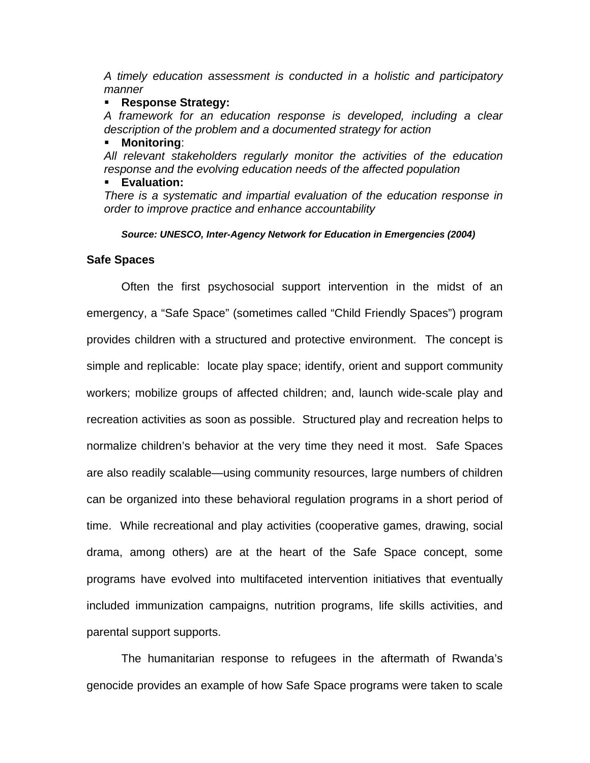*A timely education assessment is conducted in a holistic and participatory manner*

- **Response Strategy:**

*A framework for an education response is developed, including a clear description of the problem and a documented strategy for action*

- **Monitoring**:

*All relevant stakeholders regularly monitor the activities of the education response and the evolving education needs of the affected population*

- **Evaluation:**

*There is a systematic and impartial evaluation of the education response in order to improve practice and enhance accountability*

***Source: UNESCO, Inter-Agency Network for Education in Emergencies (2004)***

**Safe Spaces**

Often the first psychosocial support intervention in the midst of an emergency, a "Safe Space" (sometimes called "Child Friendly Spaces") program provides children with a structured and protective environment. The concept is simple and replicable: locate play space; identify, orient and support community workers; mobilize groups of affected children; and, launch wide-scale play and recreation activities as soon as possible. Structured play and recreation helps to normalize children's behavior at the very time they need it most. Safe Spaces are also readily scalable—using community resources, large numbers of children can be organized into these behavioral regulation programs in a short period of time. While recreational and play activities (cooperative games, drawing, social drama, among others) are at the heart of the Safe Space concept, some programs have evolved into multifaceted intervention initiatives that eventually included immunization campaigns, nutrition programs, life skills activities, and parental support supports.

The humanitarian response to refugees in the aftermath of Rwanda's genocide provides an example of how Safe Space programs were taken to scale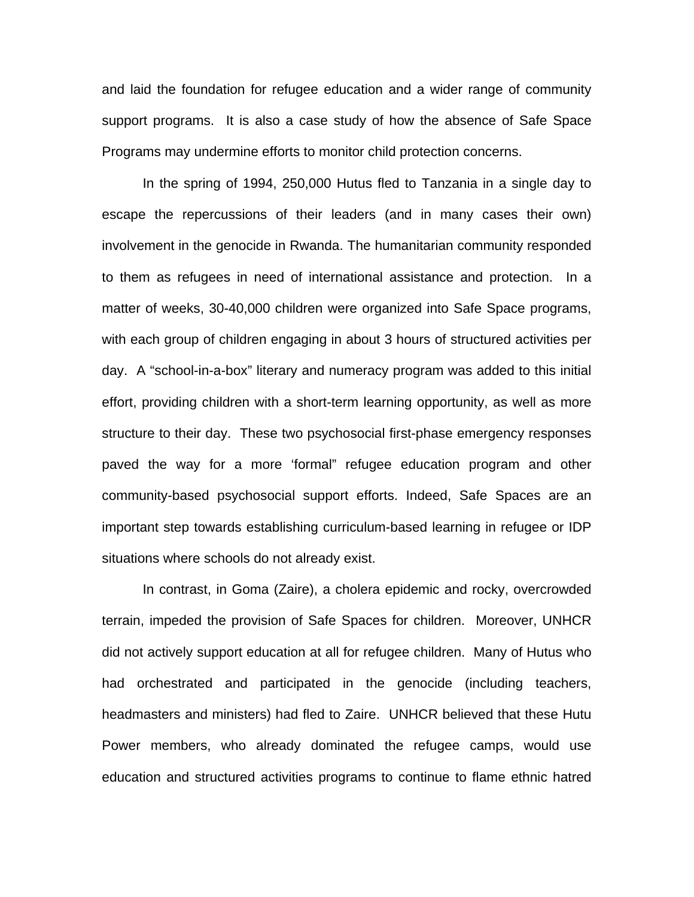and laid the foundation for refugee education and a wider range of community support programs.  It is also a case study of how the absence of Safe Space Programs may undermine efforts to monitor child protection concerns.

In the spring of 1994, 250,000 Hutus fled to Tanzania in a single day to escape the repercussions of their leaders (and in many cases their own) involvement in the genocide in Rwanda. The humanitarian community responded to them as refugees in need of international assistance and protection.  In a matter of weeks, 30-40,000 children were organized into Safe Space programs, with each group of children engaging in about 3 hours of structured activities per day.  A "school-in-a-box" literary and numeracy program was added to this initial effort, providing children with a short-term learning opportunity, as well as more structure to their day.  These two psychosocial first-phase emergency responses paved the way for a more 'formal" refugee education program and other community-based psychosocial support efforts. Indeed, Safe Spaces are an important step towards establishing curriculum-based learning in refugee or IDP situations where schools do not already exist.

In contrast, in Goma (Zaire), a cholera epidemic and rocky, overcrowded terrain, impeded the provision of Safe Spaces for children.  Moreover, UNHCR did not actively support education at all for refugee children.  Many of Hutus who had orchestrated and participated in the genocide (including teachers, headmasters and ministers) had fled to Zaire.  UNHCR believed that these Hutu Power members, who already dominated the refugee camps, would use education and structured activities programs to continue to flame ethnic hatred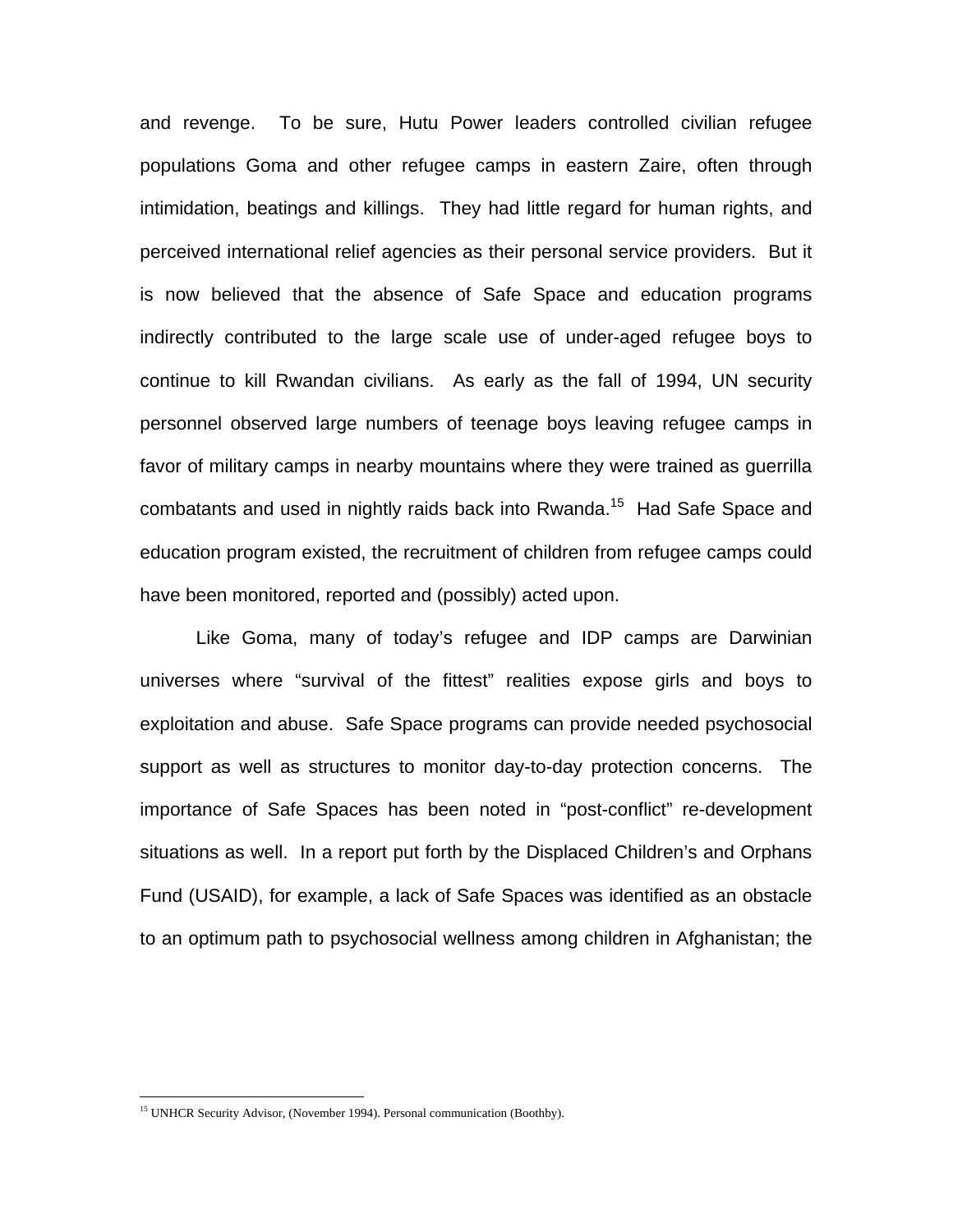and revenge. To be sure, Hutu Power leaders controlled civilian refugee populations Goma and other refugee camps in eastern Zaire, often through intimidation, beatings and killings. They had little regard for human rights, and perceived international relief agencies as their personal service providers. But it is now believed that the absence of Safe Space and education programs indirectly contributed to the large scale use of under-aged refugee boys to continue to kill Rwandan civilians. As early as the fall of 1994, UN security personnel observed large numbers of teenage boys leaving refugee camps in favor of military camps in nearby mountains where they were trained as guerrilla combatants and used in nightly raids back into Rwanda.[15] Had Safe Space and education program existed, the recruitment of children from refugee camps could have been monitored, reported and (possibly) acted upon.

Like Goma, many of today's refugee and IDP camps are Darwinian universes where "survival of the fittest" realities expose girls and boys to exploitation and abuse. Safe Space programs can provide needed psychosocial support as well as structures to monitor day-to-day protection concerns. The importance of Safe Spaces has been noted in "post-conflict" re-development situations as well. In a report put forth by the Displaced Children's and Orphans Fund (USAID), for example, a lack of Safe Spaces was identified as an obstacle to an optimum path to psychosocial wellness among children in Afghanistan; the

[15] UNHCR Security Advisor, (November 1994). Personal communication (Boothby).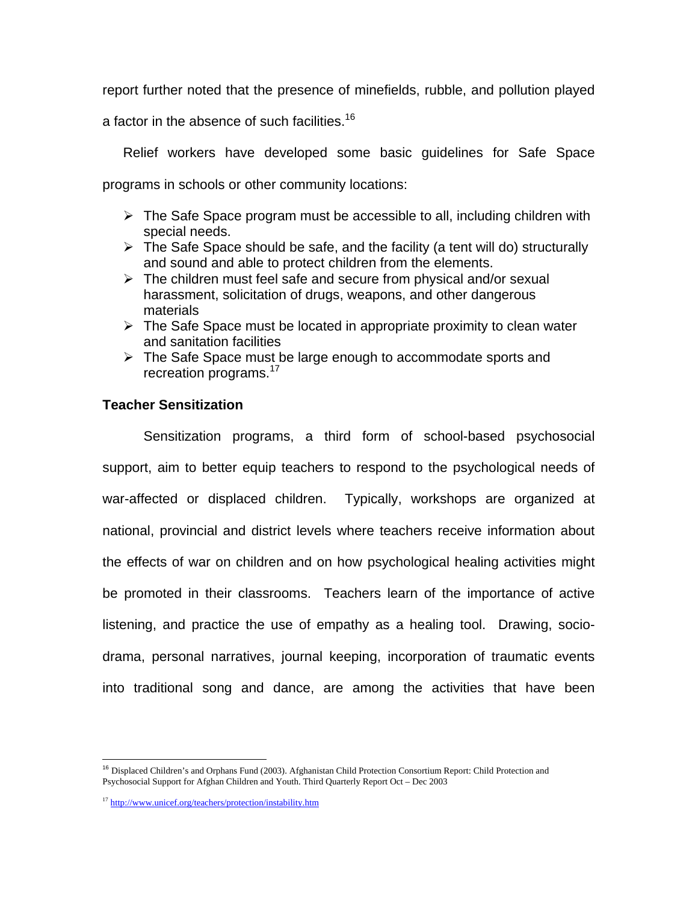report further noted that the presence of minefields, rubble, and pollution played a factor in the absence of such facilities.[16]

Relief workers have developed some basic guidelines for Safe Space programs in schools or other community locations:

- The Safe Space program must be accessible to all, including children with special needs.
- The Safe Space should be safe, and the facility (a tent will do) structurally and sound and able to protect children from the elements.
- The children must feel safe and secure from physical and/or sexual harassment, solicitation of drugs, weapons, and other dangerous materials
- The Safe Space must be located in appropriate proximity to clean water and sanitation facilities
- The Safe Space must be large enough to accommodate sports and recreation programs.[17]

**Teacher Sensitization**

Sensitization programs, a third form of school-based psychosocial support, aim to better equip teachers to respond to the psychological needs of war-affected or displaced children. Typically, workshops are organized at national, provincial and district levels where teachers receive information about the effects of war on children and on how psychological healing activities might be promoted in their classrooms. Teachers learn of the importance of active listening, and practice the use of empathy as a healing tool. Drawing, socio-drama, personal narratives, journal keeping, incorporation of traumatic events into traditional song and dance, are among the activities that have been

---

[16] Displaced Children's and Orphans Fund (2003). Afghanistan Child Protection Consortium Report: Child Protection and Psychosocial Support for Afghan Children and Youth. Third Quarterly Report Oct – Dec 2003

[17] http://www.unicef.org/teachers/protection/instability.htm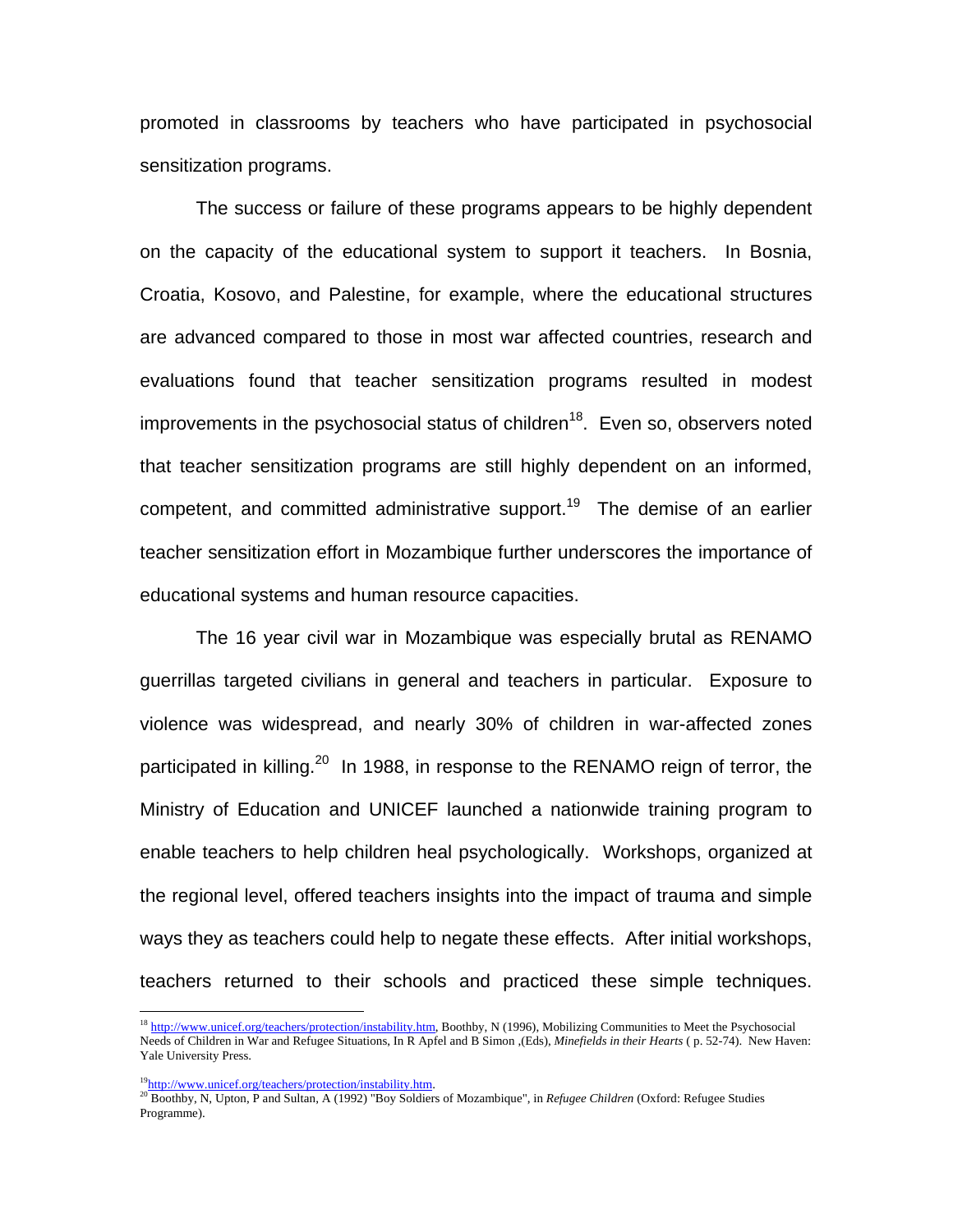promoted in classrooms by teachers who have participated in psychosocial sensitization programs.

The success or failure of these programs appears to be highly dependent on the capacity of the educational system to support it teachers. In Bosnia, Croatia, Kosovo, and Palestine, for example, where the educational structures are advanced compared to those in most war affected countries, research and evaluations found that teacher sensitization programs resulted in modest improvements in the psychosocial status of children[18]. Even so, observers noted that teacher sensitization programs are still highly dependent on an informed, competent, and committed administrative support.[19] The demise of an earlier teacher sensitization effort in Mozambique further underscores the importance of educational systems and human resource capacities.

The 16 year civil war in Mozambique was especially brutal as RENAMO guerrillas targeted civilians in general and teachers in particular. Exposure to violence was widespread, and nearly 30% of children in war-affected zones participated in killing.[20] In 1988, in response to the RENAMO reign of terror, the Ministry of Education and UNICEF launched a nationwide training program to enable teachers to help children heal psychologically. Workshops, organized at the regional level, offered teachers insights into the impact of trauma and simple ways they as teachers could help to negate these effects. After initial workshops, teachers returned to their schools and practiced these simple techniques.

---

[18] http://www.unicef.org/teachers/protection/instability.htm, Boothby, N (1996), Mobilizing Communities to Meet the Psychosocial Needs of Children in War and Refugee Situations, In R Apfel and B Simon ,(Eds), *Minefields in their Hearts* ( p. 52-74). New Haven: Yale University Press.

[19] http://www.unicef.org/teachers/protection/instability.htm.

[20] Boothby, N, Upton, P and Sultan, A (1992) "Boy Soldiers of Mozambique", in *Refugee Children* (Oxford: Refugee Studies Programme).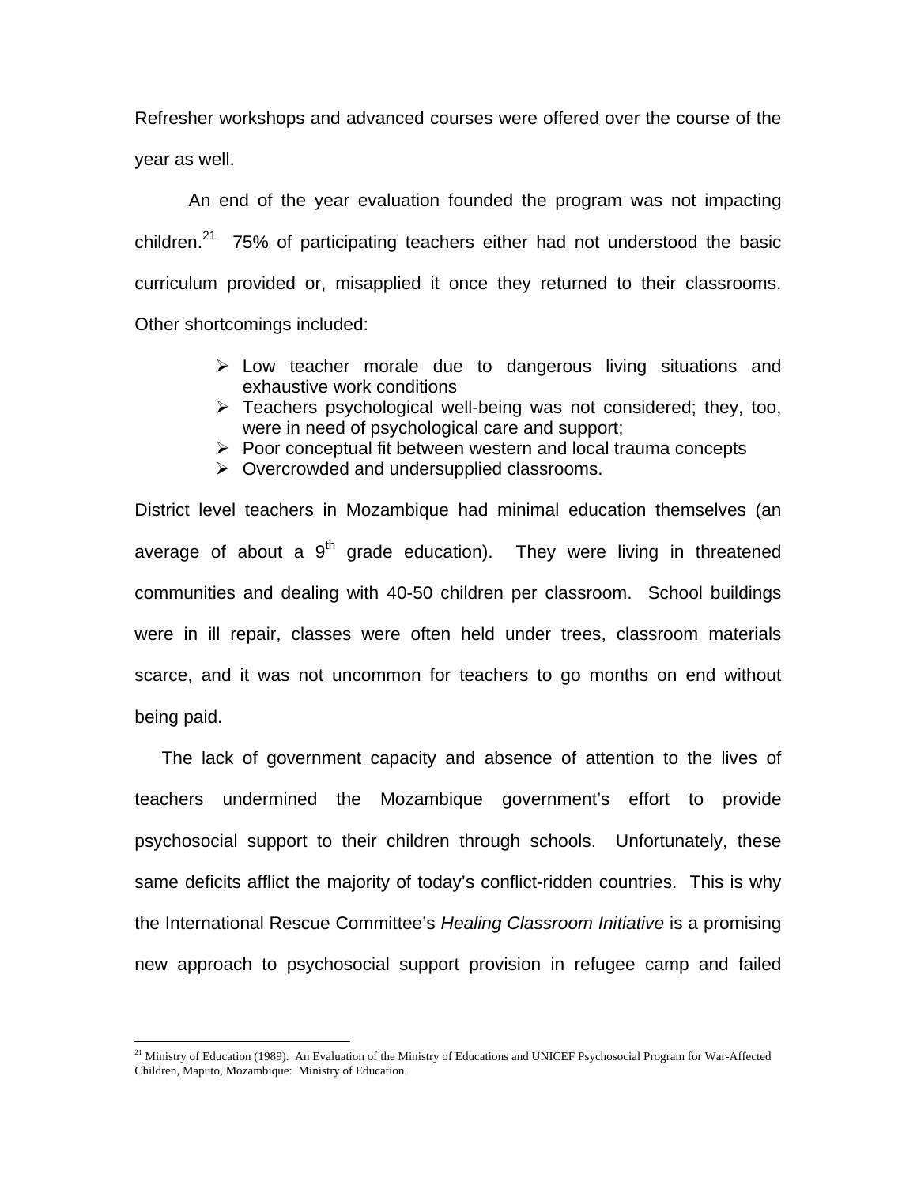Refresher workshops and advanced courses were offered over the course of the year as well.

An end of the year evaluation founded the program was not impacting children.[21] 75% of participating teachers either had not understood the basic curriculum provided or, misapplied it once they returned to their classrooms. Other shortcomings included:

- Low teacher morale due to dangerous living situations and exhaustive work conditions
- Teachers psychological well-being was not considered; they, too, were in need of psychological care and support;
- Poor conceptual fit between western and local trauma concepts
- Overcrowded and undersupplied classrooms.

District level teachers in Mozambique had minimal education themselves (an average of about a 9th grade education). They were living in threatened communities and dealing with 40-50 children per classroom. School buildings were in ill repair, classes were often held under trees, classroom materials scarce, and it was not uncommon for teachers to go months on end without being paid.

The lack of government capacity and absence of attention to the lives of teachers undermined the Mozambique government's effort to provide psychosocial support to their children through schools. Unfortunately, these same deficits afflict the majority of today's conflict-ridden countries. This is why the International Rescue Committee's *Healing Classroom Initiative* is a promising new approach to psychosocial support provision in refugee camp and failed

---

[21] Ministry of Education (1989). An Evaluation of the Ministry of Educations and UNICEF Psychosocial Program for War-Affected Children, Maputo, Mozambique: Ministry of Education.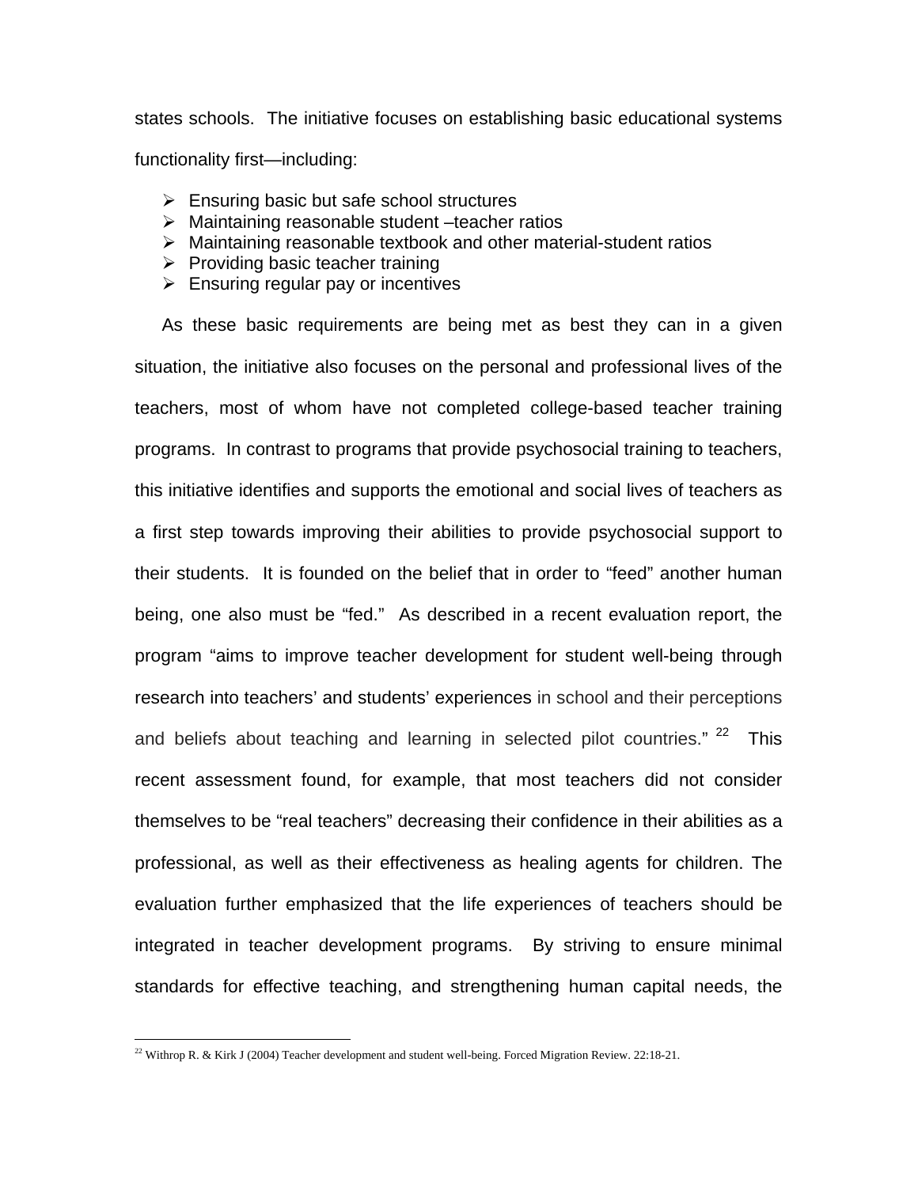states schools.  The initiative focuses on establishing basic educational systems functionality first—including:

- Ensuring basic but safe school structures
- Maintaining reasonable student –teacher ratios
- Maintaining reasonable textbook and other material-student ratios
- Providing basic teacher training
- Ensuring regular pay or incentives

As these basic requirements are being met as best they can in a given situation, the initiative also focuses on the personal and professional lives of the teachers, most of whom have not completed college-based teacher training programs.  In contrast to programs that provide psychosocial training to teachers, this initiative identifies and supports the emotional and social lives of teachers as a first step towards improving their abilities to provide psychosocial support to their students.  It is founded on the belief that in order to "feed" another human being, one also must be "fed."  As described in a recent evaluation report, the program "aims to improve teacher development for student well-being through research into teachers' and students' experiences in school and their perceptions and beliefs about teaching and learning in selected pilot countries." [22]  This recent assessment found, for example, that most teachers did not consider themselves to be "real teachers" decreasing their confidence in their abilities as a professional, as well as their effectiveness as healing agents for children. The evaluation further emphasized that the life experiences of teachers should be integrated in teacher development programs.  By striving to ensure minimal standards for effective teaching, and strengthening human capital needs, the

[22] Withrop R. & Kirk J (2004) Teacher development and student well-being. Forced Migration Review. 22:18-21.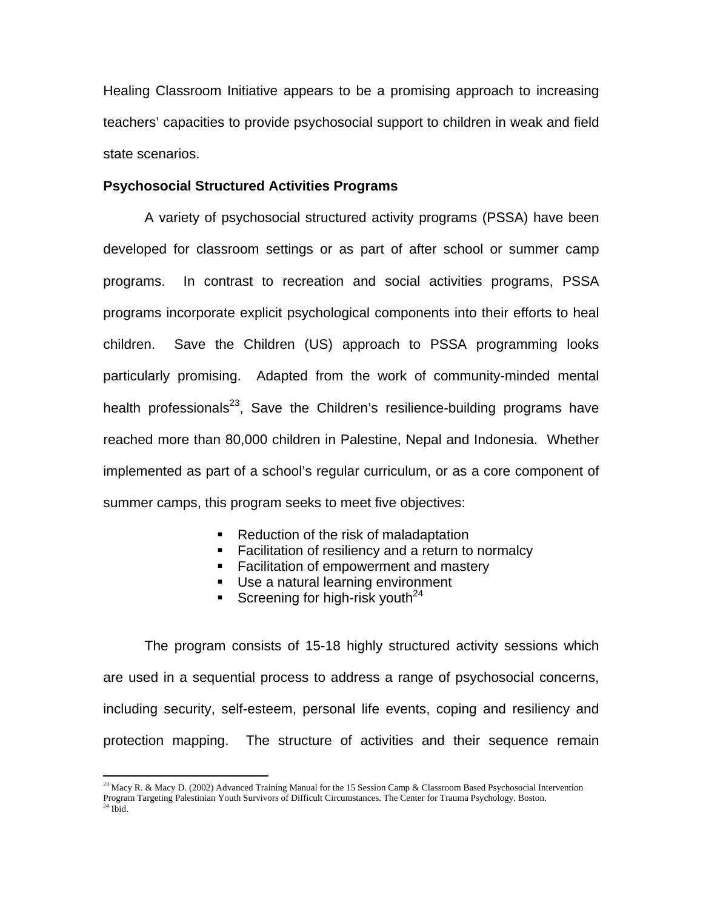Healing Classroom Initiative appears to be a promising approach to increasing teachers' capacities to provide psychosocial support to children in weak and field state scenarios.

**Psychosocial Structured Activities Programs**

A variety of psychosocial structured activity programs (PSSA) have been developed for classroom settings or as part of after school or summer camp programs. In contrast to recreation and social activities programs, PSSA programs incorporate explicit psychological components into their efforts to heal children. Save the Children (US) approach to PSSA programming looks particularly promising. Adapted from the work of community-minded mental health professionals[23], Save the Children's resilience-building programs have reached more than 80,000 children in Palestine, Nepal and Indonesia. Whether implemented as part of a school's regular curriculum, or as a core component of summer camps, this program seeks to meet five objectives:

- Reduction of the risk of maladaptation
- Facilitation of resiliency and a return to normalcy
- Facilitation of empowerment and mastery
- Use a natural learning environment
- Screening for high-risk youth[24]

The program consists of 15-18 highly structured activity sessions which are used in a sequential process to address a range of psychosocial concerns, including security, self-esteem, personal life events, coping and resiliency and protection mapping. The structure of activities and their sequence remain

---

[23] Macy R. & Macy D. (2002) Advanced Training Manual for the 15 Session Camp & Classroom Based Psychosocial Intervention Program Targeting Palestinian Youth Survivors of Difficult Circumstances. The Center for Trauma Psychology. Boston.

[24] Ibid.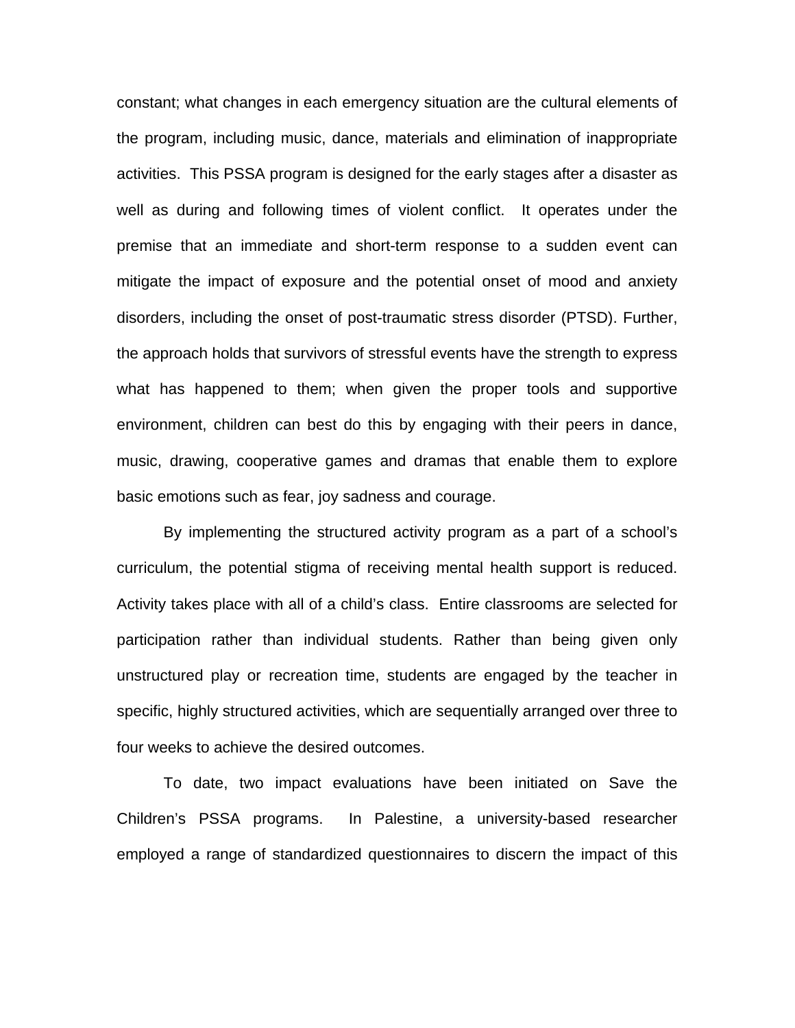constant; what changes in each emergency situation are the cultural elements of the program, including music, dance, materials and elimination of inappropriate activities. This PSSA program is designed for the early stages after a disaster as well as during and following times of violent conflict. It operates under the premise that an immediate and short-term response to a sudden event can mitigate the impact of exposure and the potential onset of mood and anxiety disorders, including the onset of post-traumatic stress disorder (PTSD). Further, the approach holds that survivors of stressful events have the strength to express what has happened to them; when given the proper tools and supportive environment, children can best do this by engaging with their peers in dance, music, drawing, cooperative games and dramas that enable them to explore basic emotions such as fear, joy sadness and courage.

By implementing the structured activity program as a part of a school's curriculum, the potential stigma of receiving mental health support is reduced. Activity takes place with all of a child's class. Entire classrooms are selected for participation rather than individual students. Rather than being given only unstructured play or recreation time, students are engaged by the teacher in specific, highly structured activities, which are sequentially arranged over three to four weeks to achieve the desired outcomes.

To date, two impact evaluations have been initiated on Save the Children's PSSA programs. In Palestine, a university-based researcher employed a range of standardized questionnaires to discern the impact of this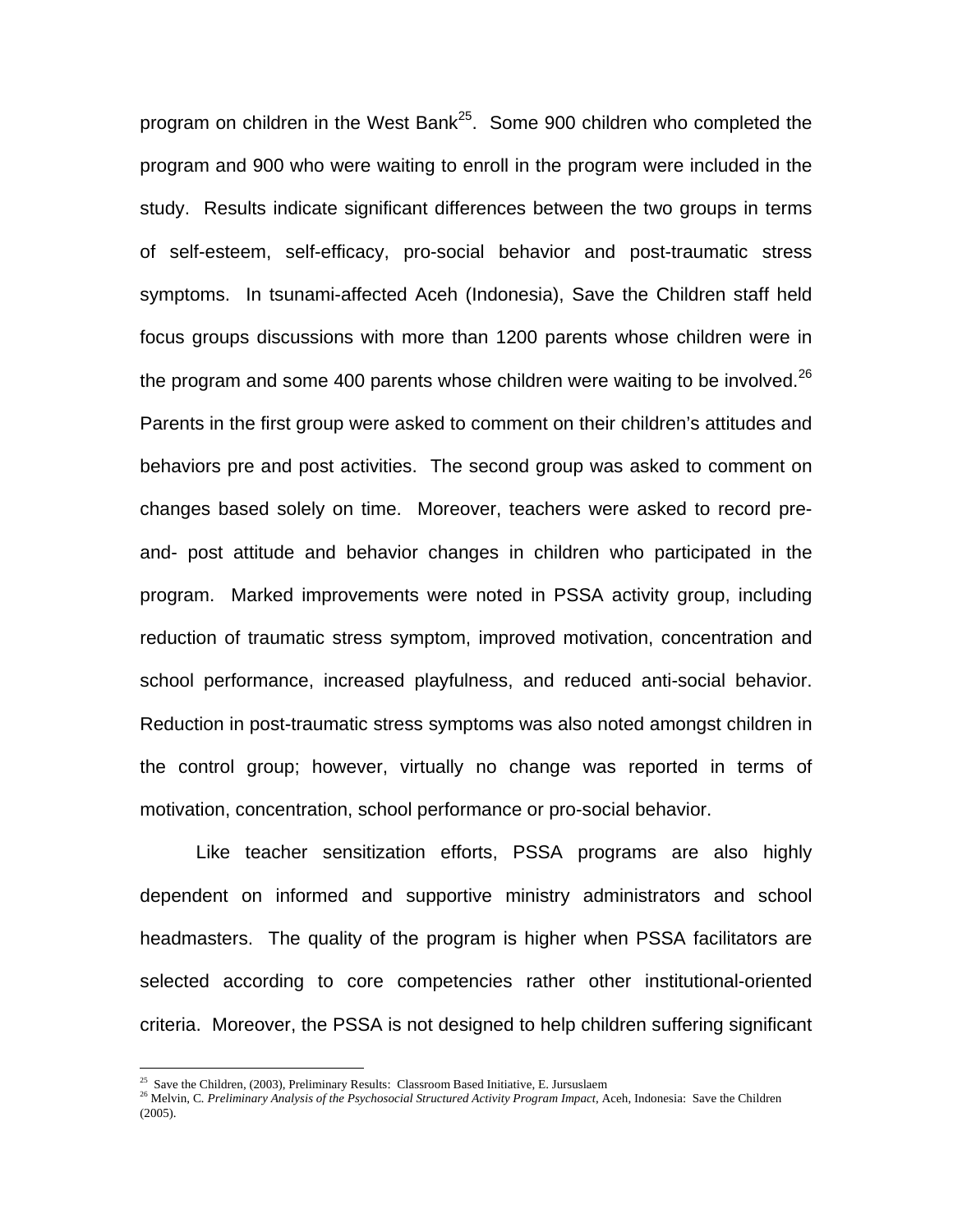program on children in the West Bank[25]. Some 900 children who completed the program and 900 who were waiting to enroll in the program were included in the study. Results indicate significant differences between the two groups in terms of self-esteem, self-efficacy, pro-social behavior and post-traumatic stress symptoms. In tsunami-affected Aceh (Indonesia), Save the Children staff held focus groups discussions with more than 1200 parents whose children were in the program and some 400 parents whose children were waiting to be involved.[26] Parents in the first group were asked to comment on their children's attitudes and behaviors pre and post activities. The second group was asked to comment on changes based solely on time. Moreover, teachers were asked to record pre-and- post attitude and behavior changes in children who participated in the program. Marked improvements were noted in PSSA activity group, including reduction of traumatic stress symptom, improved motivation, concentration and school performance, increased playfulness, and reduced anti-social behavior. Reduction in post-traumatic stress symptoms was also noted amongst children in the control group; however, virtually no change was reported in terms of motivation, concentration, school performance or pro-social behavior.

Like teacher sensitization efforts, PSSA programs are also highly dependent on informed and supportive ministry administrators and school headmasters. The quality of the program is higher when PSSA facilitators are selected according to core competencies rather other institutional-oriented criteria. Moreover, the PSSA is not designed to help children suffering significant

---

[25] Save the Children, (2003), Preliminary Results: Classroom Based Initiative, E. Jursuslaem

[26] Melvin, C. *Preliminary Analysis of the Psychosocial Structured Activity Program Impact*, Aceh, Indonesia: Save the Children (2005).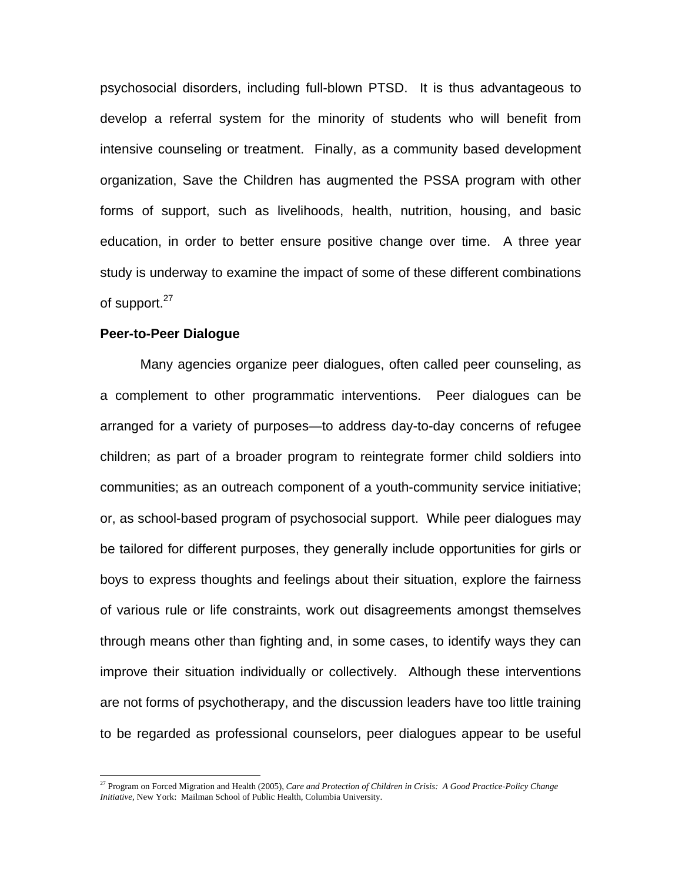psychosocial disorders, including full-blown PTSD. It is thus advantageous to develop a referral system for the minority of students who will benefit from intensive counseling or treatment. Finally, as a community based development organization, Save the Children has augmented the PSSA program with other forms of support, such as livelihoods, health, nutrition, housing, and basic education, in order to better ensure positive change over time. A three year study is underway to examine the impact of some of these different combinations of support.[27]

**Peer-to-Peer Dialogue**

Many agencies organize peer dialogues, often called peer counseling, as a complement to other programmatic interventions. Peer dialogues can be arranged for a variety of purposes—to address day-to-day concerns of refugee children; as part of a broader program to reintegrate former child soldiers into communities; as an outreach component of a youth-community service initiative; or, as school-based program of psychosocial support. While peer dialogues may be tailored for different purposes, they generally include opportunities for girls or boys to express thoughts and feelings about their situation, explore the fairness of various rule or life constraints, work out disagreements amongst themselves through means other than fighting and, in some cases, to identify ways they can improve their situation individually or collectively. Although these interventions are not forms of psychotherapy, and the discussion leaders have too little training to be regarded as professional counselors, peer dialogues appear to be useful

---

[27] Program on Forced Migration and Health (2005), *Care and Protection of Children in Crisis: A Good Practice-Policy Change Initiative*, New York: Mailman School of Public Health, Columbia University.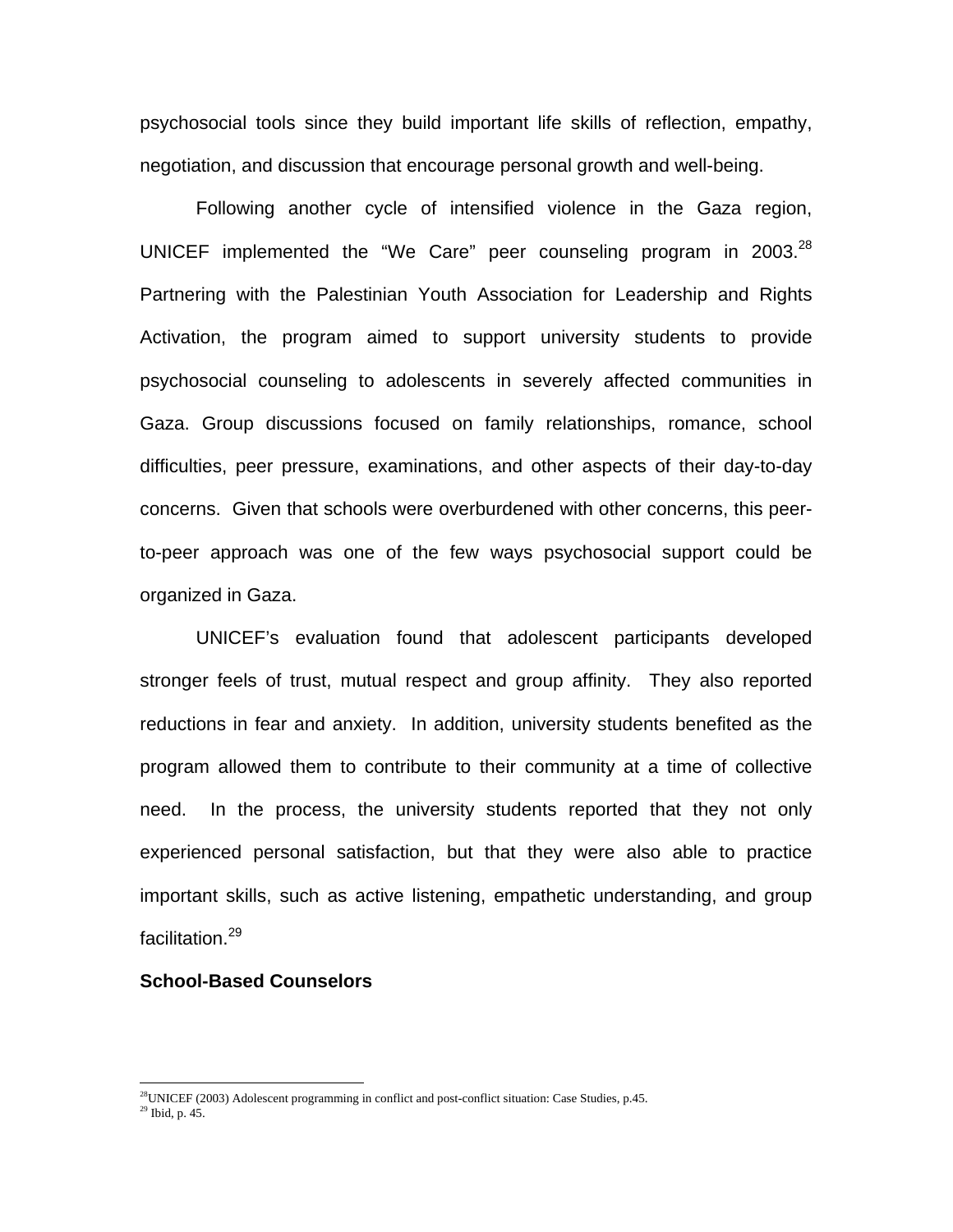psychosocial tools since they build important life skills of reflection, empathy, negotiation, and discussion that encourage personal growth and well-being.

Following another cycle of intensified violence in the Gaza region, UNICEF implemented the “We Care” peer counseling program in 2003.[28] Partnering with the Palestinian Youth Association for Leadership and Rights Activation, the program aimed to support university students to provide psychosocial counseling to adolescents in severely affected communities in Gaza. Group discussions focused on family relationships, romance, school difficulties, peer pressure, examinations, and other aspects of their day-to-day concerns. Given that schools were overburdened with other concerns, this peer-to-peer approach was one of the few ways psychosocial support could be organized in Gaza.

UNICEF’s evaluation found that adolescent participants developed stronger feels of trust, mutual respect and group affinity. They also reported reductions in fear and anxiety. In addition, university students benefited as the program allowed them to contribute to their community at a time of collective need. In the process, the university students reported that they not only experienced personal satisfaction, but that they were also able to practice important skills, such as active listening, empathetic understanding, and group facilitation.[29]

**School-Based Counselors**

---

[28] UNICEF (2003) Adolescent programming in conflict and post-conflict situation: Case Studies, p.45.

[29] Ibid, p. 45.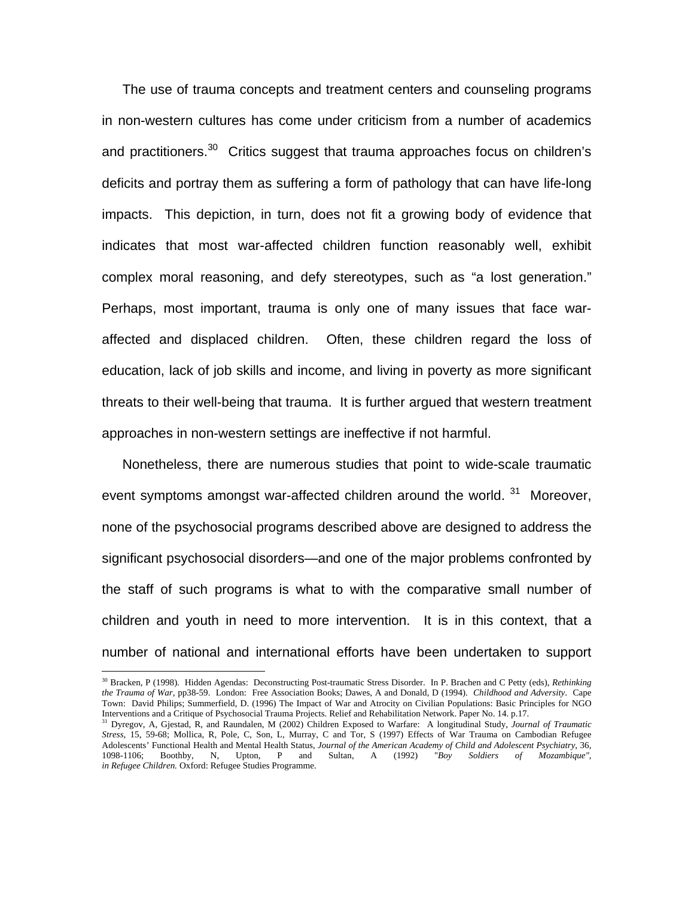The use of trauma concepts and treatment centers and counseling programs in non-western cultures has come under criticism from a number of academics and practitioners.[30] Critics suggest that trauma approaches focus on children's deficits and portray them as suffering a form of pathology that can have life-long impacts. This depiction, in turn, does not fit a growing body of evidence that indicates that most war-affected children function reasonably well, exhibit complex moral reasoning, and defy stereotypes, such as "a lost generation." Perhaps, most important, trauma is only one of many issues that face war-affected and displaced children. Often, these children regard the loss of education, lack of job skills and income, and living in poverty as more significant threats to their well-being that trauma. It is further argued that western treatment approaches in non-western settings are ineffective if not harmful.

Nonetheless, there are numerous studies that point to wide-scale traumatic event symptoms amongst war-affected children around the world. [31] Moreover, none of the psychosocial programs described above are designed to address the significant psychosocial disorders—and one of the major problems confronted by the staff of such programs is what to with the comparative small number of children and youth in need to more intervention. It is in this context, that a number of national and international efforts have been undertaken to support

---

[30] Bracken, P (1998). Hidden Agendas: Deconstructing Post-traumatic Stress Disorder. In P. Brachen and C Petty (eds), *Rethinking the Trauma of War*, pp38-59. London: Free Association Books; Dawes, A and Donald, D (1994). *Childhood and Adversity*. Cape Town: David Philips; Summerfield, D. (1996) The Impact of War and Atrocity on Civilian Populations: Basic Principles for NGO Interventions and a Critique of Psychosocial Trauma Projects. Relief and Rehabilitation Network. Paper No. 14. p.17.

[31] Dyregov, A, Gjestad, R, and Raundalen, M (2002) Children Exposed to Warfare: A longitudinal Study, *Journal of Traumatic Stress*, 15, 59-68; Mollica, R, Pole, C, Son, L, Murray, C and Tor, S (1997) Effects of War Trauma on Cambodian Refugee Adolescents' Functional Health and Mental Health Status, *Journal of the American Academy of Child and Adolescent Psychiatry*, 36, 1098-1106; Boothby, N, Upton, P and Sultan, A (1992) "*Boy Soldiers of Mozambique", in Refugee Children.* Oxford: Refugee Studies Programme.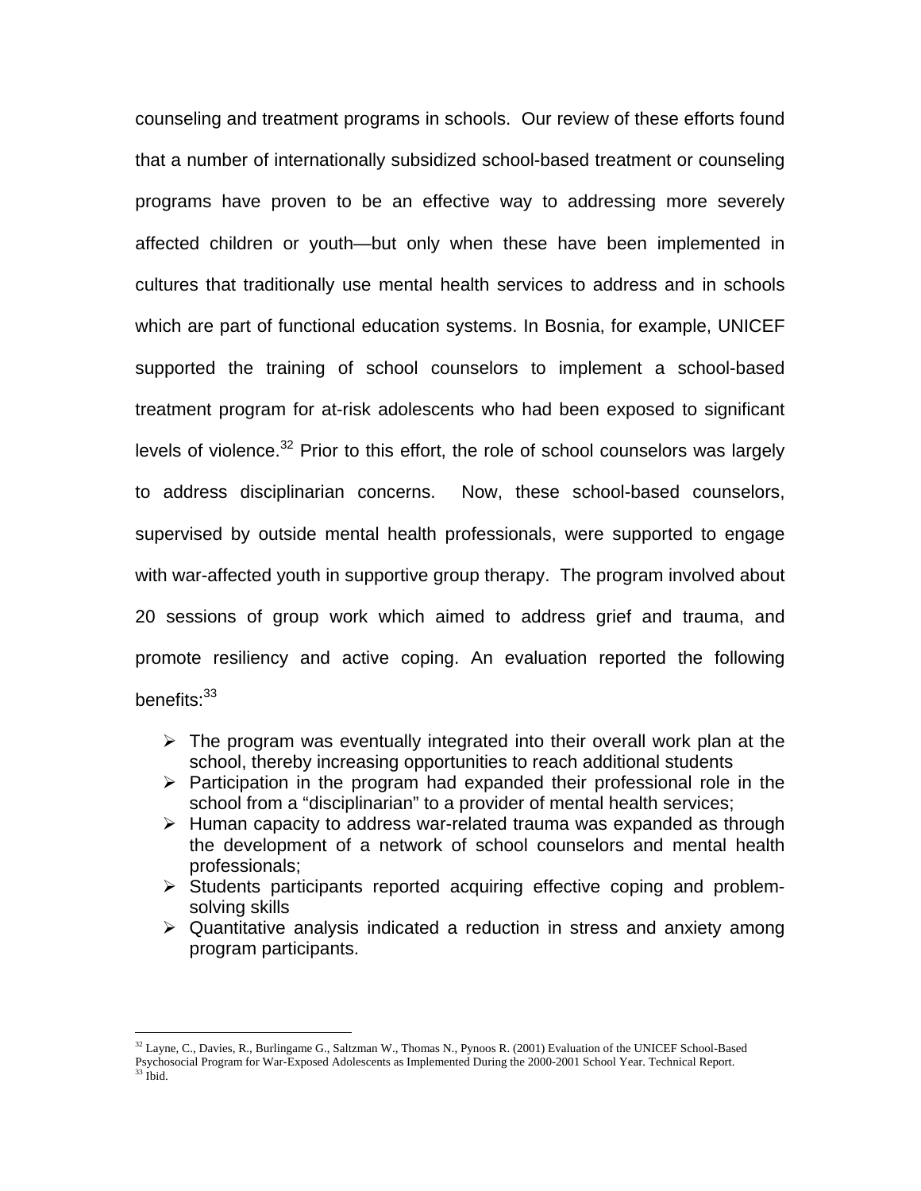counseling and treatment programs in schools. Our review of these efforts found that a number of internationally subsidized school-based treatment or counseling programs have proven to be an effective way to addressing more severely affected children or youth—but only when these have been implemented in cultures that traditionally use mental health services to address and in schools which are part of functional education systems. In Bosnia, for example, UNICEF supported the training of school counselors to implement a school-based treatment program for at-risk adolescents who had been exposed to significant levels of violence.[32] Prior to this effort, the role of school counselors was largely to address disciplinarian concerns. Now, these school-based counselors, supervised by outside mental health professionals, were supported to engage with war-affected youth in supportive group therapy. The program involved about 20 sessions of group work which aimed to address grief and trauma, and promote resiliency and active coping. An evaluation reported the following benefits:[33]

- The program was eventually integrated into their overall work plan at the school, thereby increasing opportunities to reach additional students
- Participation in the program had expanded their professional role in the school from a "disciplinarian" to a provider of mental health services;
- Human capacity to address war-related trauma was expanded as through the development of a network of school counselors and mental health professionals;
- Students participants reported acquiring effective coping and problem-solving skills
- Quantitative analysis indicated a reduction in stress and anxiety among program participants.

---

[32] Layne, C., Davies, R., Burlingame G., Saltzman W., Thomas N., Pynoos R. (2001) Evaluation of the UNICEF School-Based Psychosocial Program for War-Exposed Adolescents as Implemented During the 2000-2001 School Year. Technical Report.

[33] Ibid.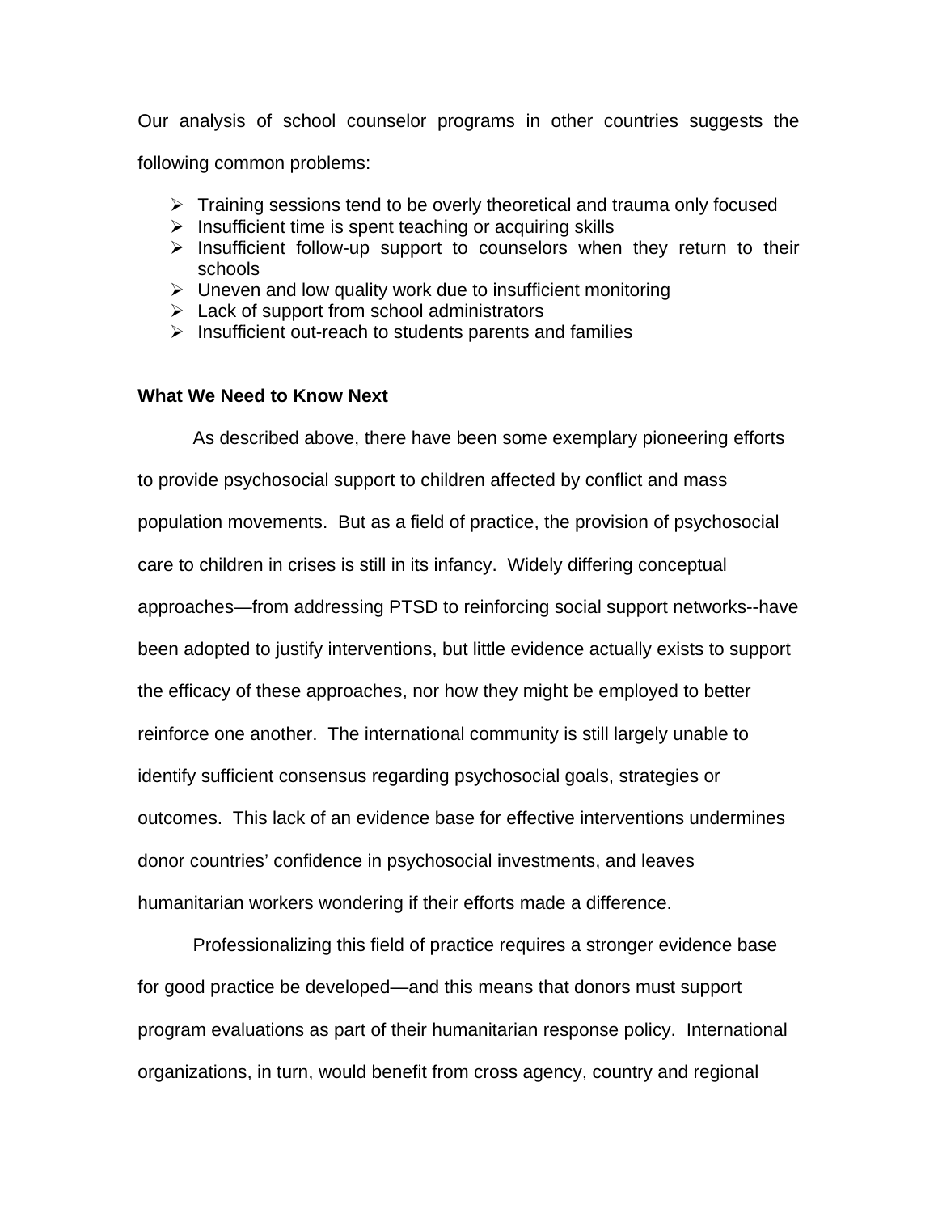Our analysis of school counselor programs in other countries suggests the following common problems:

- Training sessions tend to be overly theoretical and trauma only focused
- Insufficient time is spent teaching or acquiring skills
- Insufficient follow-up support to counselors when they return to their schools
- Uneven and low quality work due to insufficient monitoring
- Lack of support from school administrators
- Insufficient out-reach to students parents and families

**What We Need to Know Next**

As described above, there have been some exemplary pioneering efforts to provide psychosocial support to children affected by conflict and mass population movements. But as a field of practice, the provision of psychosocial care to children in crises is still in its infancy. Widely differing conceptual approaches—from addressing PTSD to reinforcing social support networks--have been adopted to justify interventions, but little evidence actually exists to support the efficacy of these approaches, nor how they might be employed to better reinforce one another. The international community is still largely unable to identify sufficient consensus regarding psychosocial goals, strategies or outcomes. This lack of an evidence base for effective interventions undermines donor countries' confidence in psychosocial investments, and leaves humanitarian workers wondering if their efforts made a difference.

Professionalizing this field of practice requires a stronger evidence base for good practice be developed—and this means that donors must support program evaluations as part of their humanitarian response policy. International organizations, in turn, would benefit from cross agency, country and regional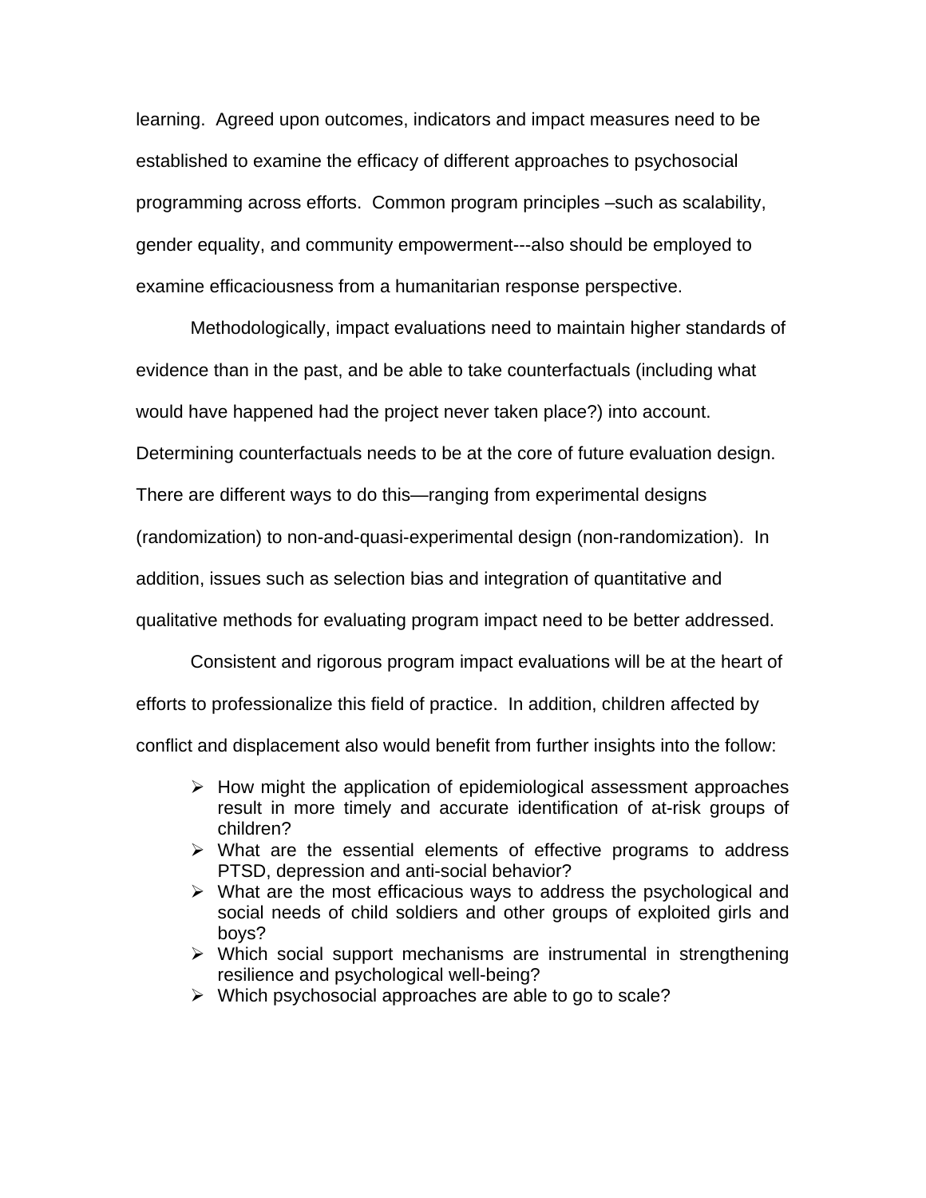learning. Agreed upon outcomes, indicators and impact measures need to be established to examine the efficacy of different approaches to psychosocial programming across efforts. Common program principles –such as scalability, gender equality, and community empowerment---also should be employed to examine efficaciousness from a humanitarian response perspective.

Methodologically, impact evaluations need to maintain higher standards of evidence than in the past, and be able to take counterfactuals (including what would have happened had the project never taken place?) into account. Determining counterfactuals needs to be at the core of future evaluation design. There are different ways to do this—ranging from experimental designs (randomization) to non-and-quasi-experimental design (non-randomization). In addition, issues such as selection bias and integration of quantitative and qualitative methods for evaluating program impact need to be better addressed.

Consistent and rigorous program impact evaluations will be at the heart of efforts to professionalize this field of practice. In addition, children affected by conflict and displacement also would benefit from further insights into the follow:

- How might the application of epidemiological assessment approaches result in more timely and accurate identification of at-risk groups of children?
- What are the essential elements of effective programs to address PTSD, depression and anti-social behavior?
- What are the most efficacious ways to address the psychological and social needs of child soldiers and other groups of exploited girls and boys?
- Which social support mechanisms are instrumental in strengthening resilience and psychological well-being?
- Which psychosocial approaches are able to go to scale?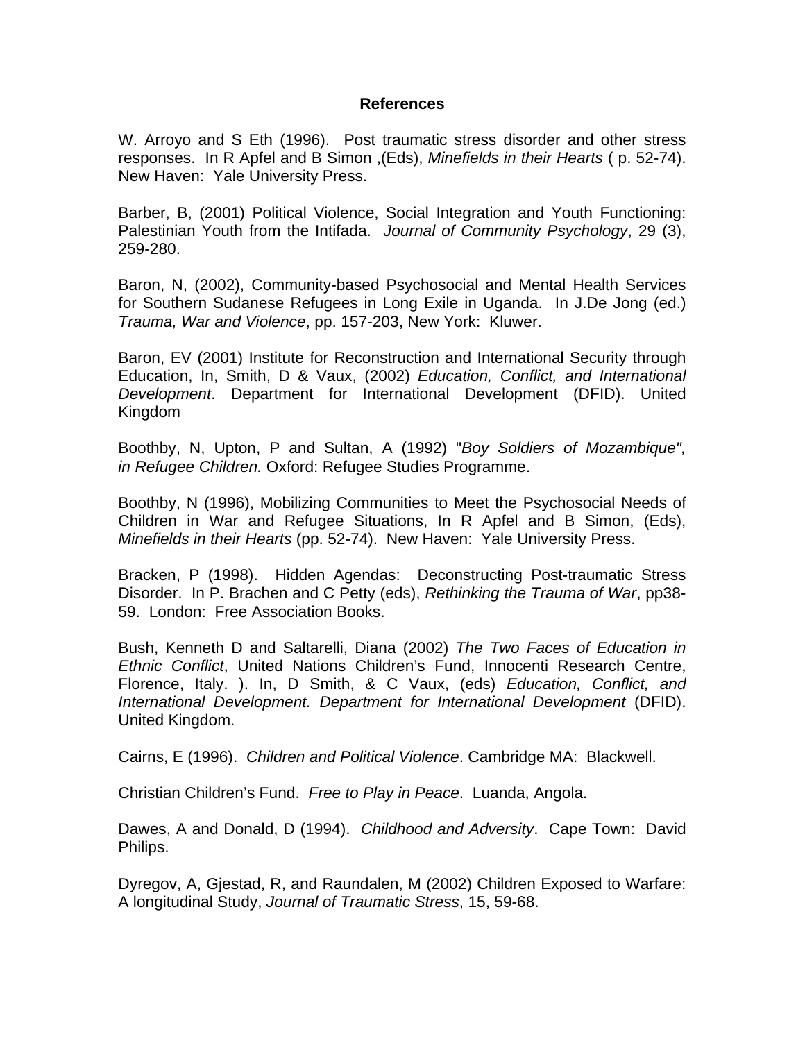## References

W. Arroyo and S Eth (1996). Post traumatic stress disorder and other stress responses. In R Apfel and B Simon ,(Eds), *Minefields in their Hearts* ( p. 52-74). New Haven: Yale University Press.

Barber, B, (2001) Political Violence, Social Integration and Youth Functioning: Palestinian Youth from the Intifada. *Journal of Community Psychology*, 29 (3), 259-280.

Baron, N, (2002), Community-based Psychosocial and Mental Health Services for Southern Sudanese Refugees in Long Exile in Uganda. In J.De Jong (ed.) *Trauma, War and Violence*, pp. 157-203, New York: Kluwer.

Baron, EV (2001) Institute for Reconstruction and International Security through Education, In, Smith, D & Vaux, (2002) *Education, Conflict, and International Development*. Department for International Development (DFID). United Kingdom

Boothby, N, Upton, P and Sultan, A (1992) "*Boy Soldiers of Mozambique", in Refugee Children.* Oxford: Refugee Studies Programme.

Boothby, N (1996), Mobilizing Communities to Meet the Psychosocial Needs of Children in War and Refugee Situations, In R Apfel and B Simon, (Eds), *Minefields in their Hearts* (pp. 52-74). New Haven: Yale University Press.

Bracken, P (1998). Hidden Agendas: Deconstructing Post-traumatic Stress Disorder. In P. Brachen and C Petty (eds), *Rethinking the Trauma of War*, pp38-59. London: Free Association Books.

Bush, Kenneth D and Saltarelli, Diana (2002) *The Two Faces of Education in Ethnic Conflict*, United Nations Children's Fund, Innocenti Research Centre, Florence, Italy. ). In, D Smith, & C Vaux, (eds) *Education, Conflict, and International Development. Department for International Development* (DFID). United Kingdom.

Cairns, E (1996). *Children and Political Violence*. Cambridge MA: Blackwell.

Christian Children's Fund. *Free to Play in Peace*. Luanda, Angola.

Dawes, A and Donald, D (1994). *Childhood and Adversity*. Cape Town: David Philips.

Dyregov, A, Gjestad, R, and Raundalen, M (2002) Children Exposed to Warfare: A longitudinal Study, *Journal of Traumatic Stress*, 15, 59-68.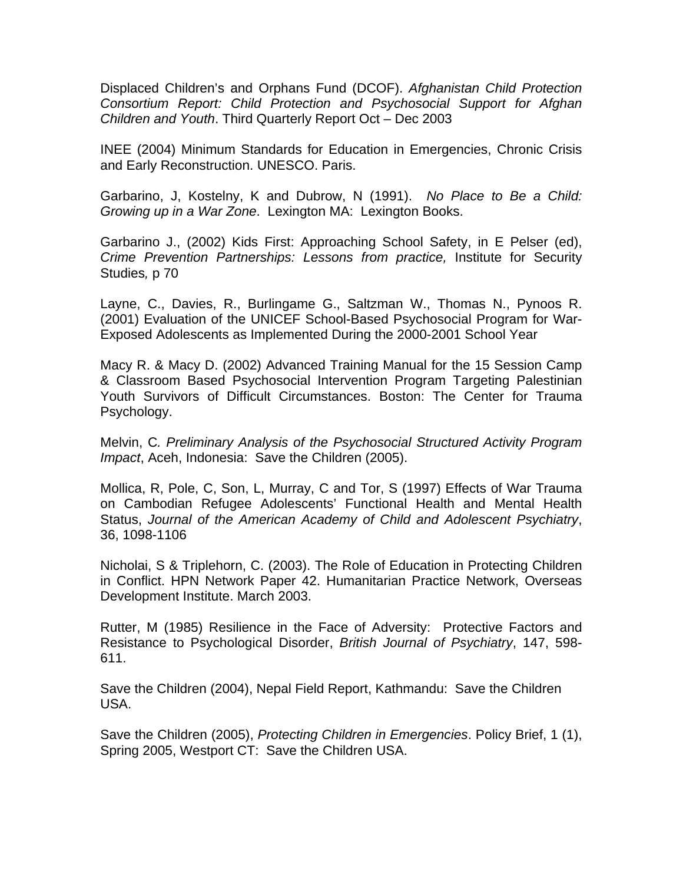Displaced Children's and Orphans Fund (DCOF). *Afghanistan Child Protection Consortium Report: Child Protection and Psychosocial Support for Afghan Children and Youth*. Third Quarterly Report Oct – Dec 2003

INEE (2004) Minimum Standards for Education in Emergencies, Chronic Crisis and Early Reconstruction. UNESCO. Paris.

Garbarino, J, Kostelny, K and Dubrow, N (1991). *No Place to Be a Child: Growing up in a War Zone*. Lexington MA: Lexington Books.

Garbarino J., (2002) Kids First: Approaching School Safety, in E Pelser (ed), *Crime Prevention Partnerships: Lessons from practice,* Institute for Security Studies*,* p 70

Layne, C., Davies, R., Burlingame G., Saltzman W., Thomas N., Pynoos R. (2001) Evaluation of the UNICEF School-Based Psychosocial Program for War-Exposed Adolescents as Implemented During the 2000-2001 School Year

Macy R. & Macy D. (2002) Advanced Training Manual for the 15 Session Camp & Classroom Based Psychosocial Intervention Program Targeting Palestinian Youth Survivors of Difficult Circumstances. Boston: The Center for Trauma Psychology.

Melvin, C*. Preliminary Analysis of the Psychosocial Structured Activity Program Impact*, Aceh, Indonesia: Save the Children (2005).

Mollica, R, Pole, C, Son, L, Murray, C and Tor, S (1997) Effects of War Trauma on Cambodian Refugee Adolescents' Functional Health and Mental Health Status, *Journal of the American Academy of Child and Adolescent Psychiatry*, 36, 1098-1106

Nicholai, S & Triplehorn, C. (2003). The Role of Education in Protecting Children in Conflict. HPN Network Paper 42. Humanitarian Practice Network, Overseas Development Institute. March 2003.

Rutter, M (1985) Resilience in the Face of Adversity: Protective Factors and Resistance to Psychological Disorder, *British Journal of Psychiatry*, 147, 598-611.

Save the Children (2004), Nepal Field Report, Kathmandu: Save the Children USA.

Save the Children (2005), *Protecting Children in Emergencies*. Policy Brief, 1 (1), Spring 2005, Westport CT: Save the Children USA.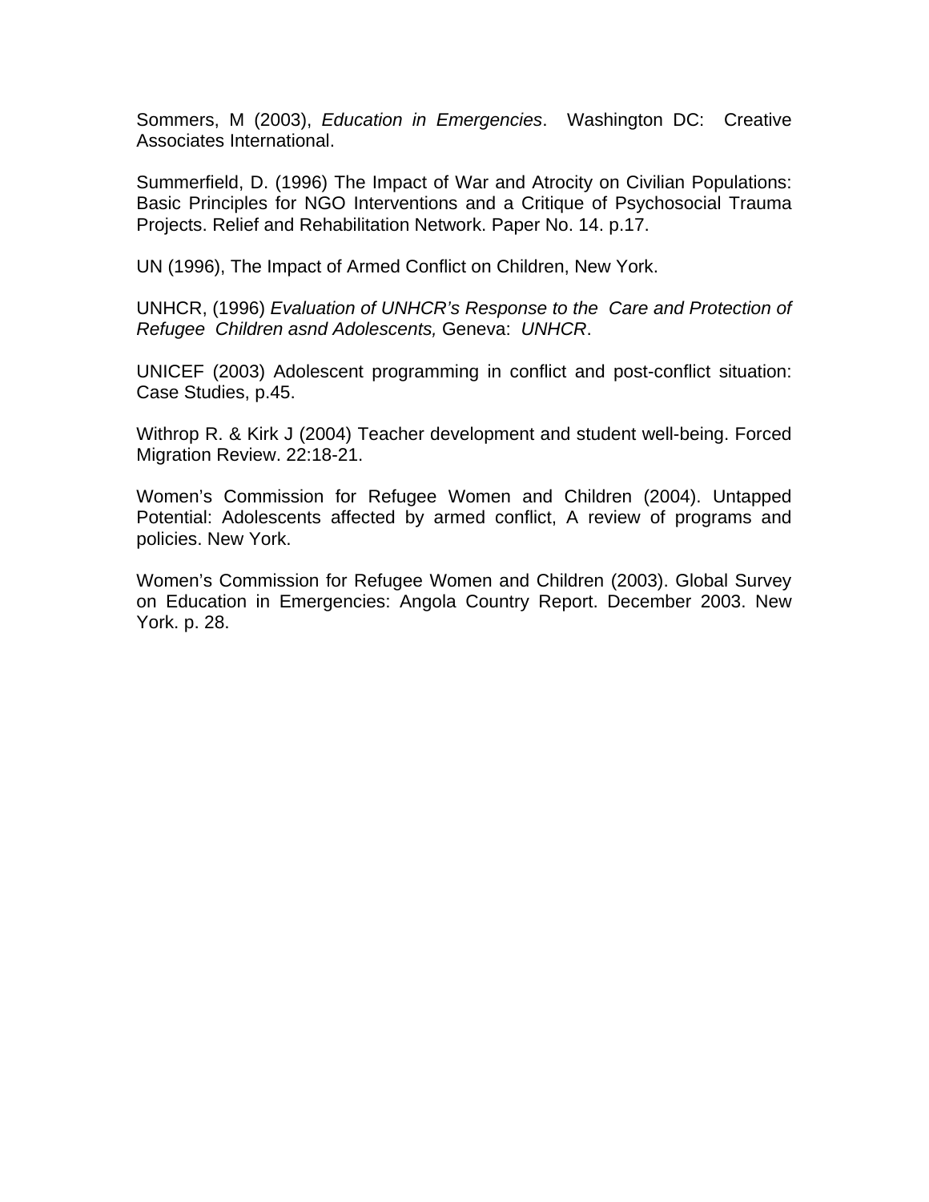Sommers, M (2003), *Education in Emergencies*. Washington DC: Creative Associates International.

Summerfield, D. (1996) The Impact of War and Atrocity on Civilian Populations: Basic Principles for NGO Interventions and a Critique of Psychosocial Trauma Projects. Relief and Rehabilitation Network. Paper No. 14. p.17.

UN (1996), The Impact of Armed Conflict on Children, New York.

UNHCR, (1996) *Evaluation of UNHCR's Response to the Care and Protection of Refugee Children asnd Adolescents,* Geneva: *UNHCR*.

UNICEF (2003) Adolescent programming in conflict and post-conflict situation: Case Studies, p.45.

Withrop R. & Kirk J (2004) Teacher development and student well-being. Forced Migration Review. 22:18-21.

Women's Commission for Refugee Women and Children (2004). Untapped Potential: Adolescents affected by armed conflict, A review of programs and policies. New York.

Women's Commission for Refugee Women and Children (2003). Global Survey on Education in Emergencies: Angola Country Report. December 2003. New York. p. 28.